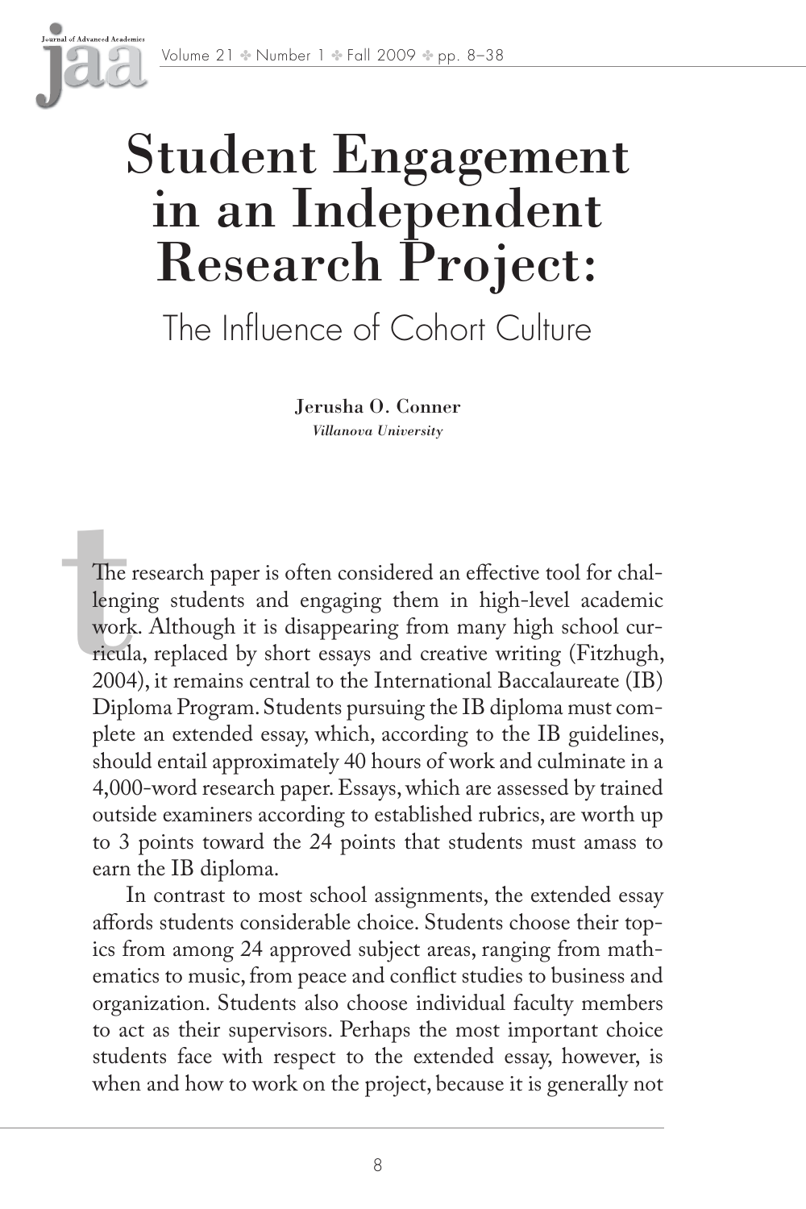# Student Engagement in an Independent Research Project:

## The Influence of Cohort Culture

**Jerusha O. Conner**

*Villanova University*

The research paper is often considered an effective tool for challenging students and engaging them in high-level academic work. Although it is disappearing from many high school curricula, replaced by short essays and creative writing (Fitzhugh, 2004), it remains central to the International Baccalaureate (IB) Diploma Program. Students pursuing the IB diploma must complete an extended essay, which, according to the IB guidelines, should entail approximately 40 hours of work and culminate in a 4,000-word research paper. Essays, which are assessed by trained outside examiners according to established rubrics, are worth up to 3 points toward the 24 points that students must amass to earn the IB diploma.

In contrast to most school assignments, the extended essay affords students considerable choice. Students choose their topics from among 24 approved subject areas, ranging from mathematics to music, from peace and conflict studies to business and organization. Students also choose individual faculty members to act as their supervisors. Perhaps the most important choice students face with respect to the extended essay, however, is when and how to work on the project, because it is generally not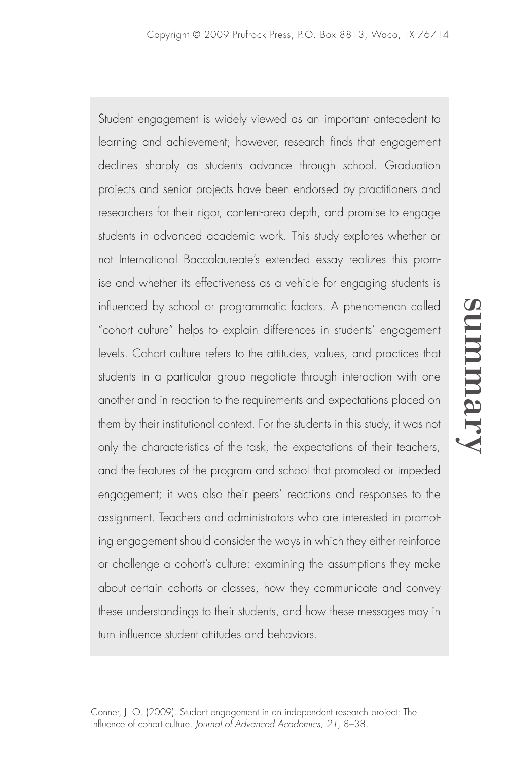# summary

Student engagement is widely viewed as an important antecedent to learning and achievement; however, research finds that engagement declines sharply as students advance through school. Graduation projects and senior projects have been endorsed by practitioners and researchers for their rigor, content-area depth, and promise to engage students in advanced academic work. This study explores whether or not International Baccalaureate's extended essay realizes this promise and whether its effectiveness as a vehicle for engaging students is influenced by school or programmatic factors. A phenomenon called "cohort culture" helps to explain differences in students' engagement levels. Cohort culture refers to the attitudes, values, and practices that students in a particular group negotiate through interaction with one another and in reaction to the requirements and expectations placed on them by their institutional context. For the students in this study, it was not only the characteristics of the task, the expectations of their teachers, and the features of the program and school that promoted or impeded engagement; it was also their peers' reactions and responses to the assignment. Teachers and administrators who are interested in promoting engagement should consider the ways in which they either reinforce or challenge a cohort's culture: examining the assumptions they make about certain cohorts or classes, how they communicate and convey these understandings to their students, and how these messages may in turn influence student attitudes and behaviors.

Conner, J. O. (2009). Student engagement in an independent research project: The influence of cohort culture. *Journal of Advanced Academics, 21,* 8–38.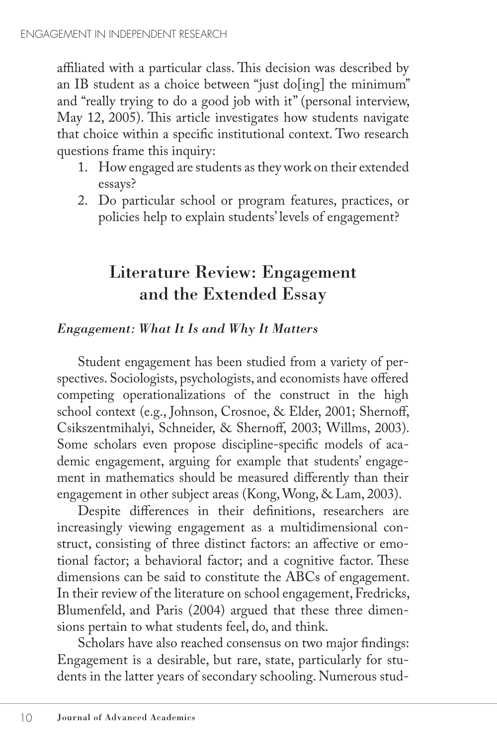affiliated with a particular class. This decision was described by an IB student as a choice between "just do[ing] the minimum" and "really trying to do a good job with it" (personal interview, May 12, 2005). This article investigates how students navigate that choice within a specific institutional context. Two research questions frame this inquiry:

1. How engaged are students as they work on their extended essays?
2. Do particular school or program features, practices, or policies help to explain students' levels of engagement?

## Literature Review: Engagement and the Extended Essay

### *Engagement: What It Is and Why It Matters*

Student engagement has been studied from a variety of perspectives. Sociologists, psychologists, and economists have offered competing operationalizations of the construct in the high school context (e.g., Johnson, Crosnoe, & Elder, 2001; Shernoff, Csikszentmihalyi, Schneider, & Shernoff, 2003; Willms, 2003). Some scholars even propose discipline-specific models of academic engagement, arguing for example that students' engagement in mathematics should be measured differently than their engagement in other subject areas (Kong, Wong, & Lam, 2003).

Despite differences in their definitions, researchers are increasingly viewing engagement as a multidimensional construct, consisting of three distinct factors: an affective or emotional factor; a behavioral factor; and a cognitive factor. These dimensions can be said to constitute the ABCs of engagement. In their review of the literature on school engagement, Fredricks, Blumenfeld, and Paris (2004) argued that these three dimensions pertain to what students feel, do, and think.

Scholars have also reached consensus on two major findings: Engagement is a desirable, but rare, state, particularly for students in the latter years of secondary schooling. Numerous stud-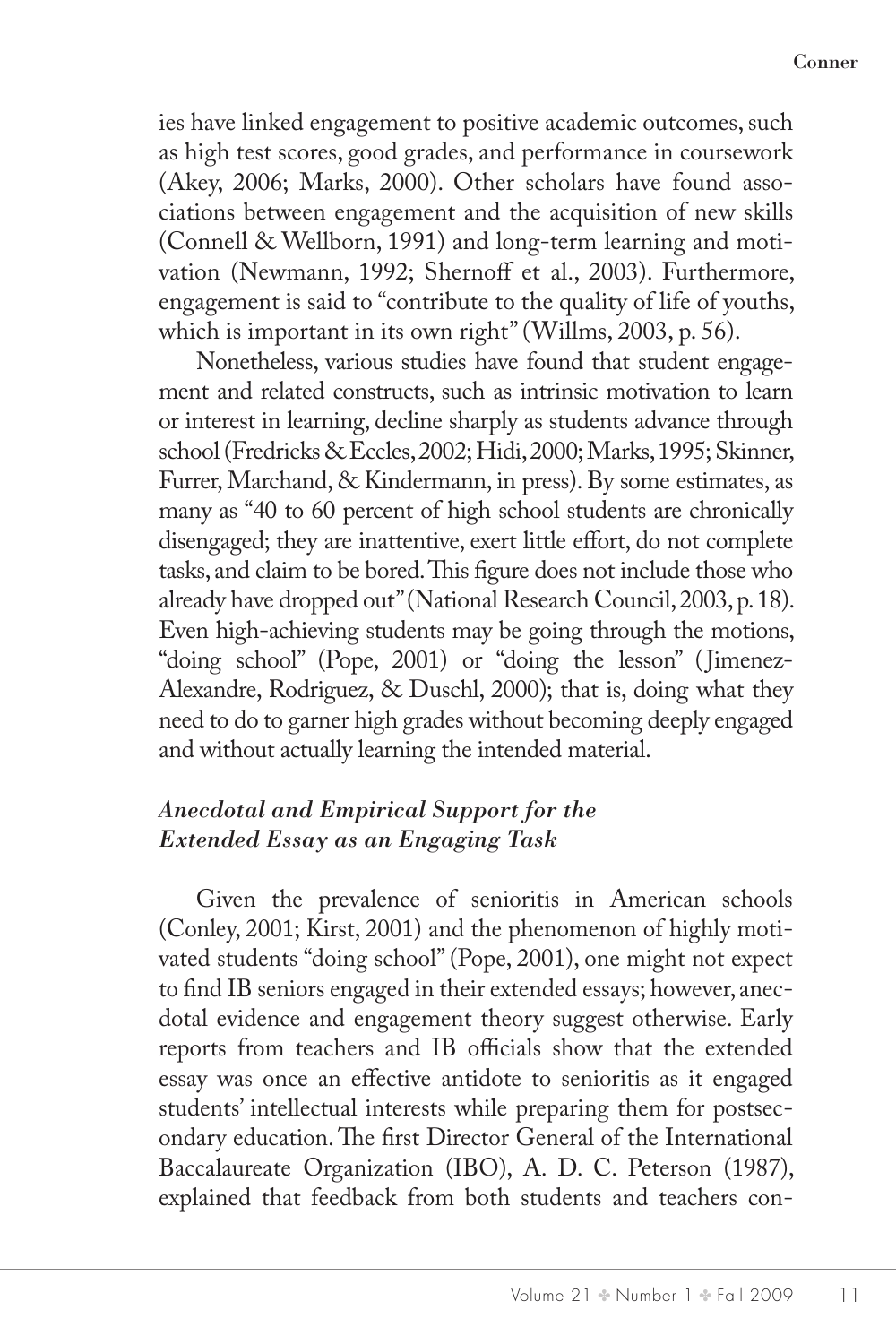ies have linked engagement to positive academic outcomes, such as high test scores, good grades, and performance in coursework (Akey, 2006; Marks, 2000). Other scholars have found associations between engagement and the acquisition of new skills (Connell & Wellborn, 1991) and long-term learning and motivation (Newmann, 1992; Shernoff et al., 2003). Furthermore, engagement is said to "contribute to the quality of life of youths, which is important in its own right" (Willms, 2003, p. 56).

Nonetheless, various studies have found that student engagement and related constructs, such as intrinsic motivation to learn or interest in learning, decline sharply as students advance through school (Fredricks & Eccles, 2002; Hidi, 2000; Marks, 1995; Skinner, Furrer, Marchand, & Kindermann, in press). By some estimates, as many as "40 to 60 percent of high school students are chronically disengaged; they are inattentive, exert little effort, do not complete tasks, and claim to be bored. This figure does not include those who already have dropped out" (National Research Council, 2003, p. 18). Even high-achieving students may be going through the motions, "doing school" (Pope, 2001) or "doing the lesson" (Jimenez-Alexandre, Rodriguez, & Duschl, 2000); that is, doing what they need to do to garner high grades without becoming deeply engaged and without actually learning the intended material.

### *Anecdotal and Empirical Support for the Extended Essay as an Engaging Task*

Given the prevalence of senioritis in American schools (Conley, 2001; Kirst, 2001) and the phenomenon of highly motivated students "doing school" (Pope, 2001), one might not expect to find IB seniors engaged in their extended essays; however, anecdotal evidence and engagement theory suggest otherwise. Early reports from teachers and IB officials show that the extended essay was once an effective antidote to senioritis as it engaged students' intellectual interests while preparing them for postsecondary education. The first Director General of the International Baccalaureate Organization (IBO), A. D. C. Peterson (1987), explained that feedback from both students and teachers con-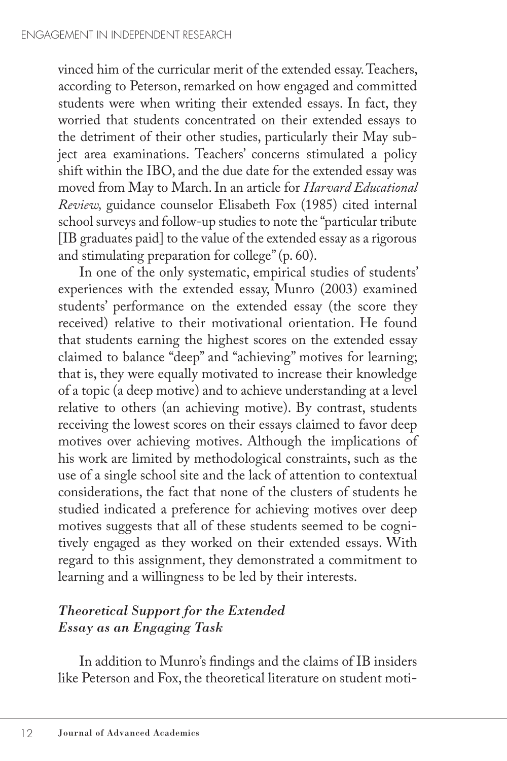vinced him of the curricular merit of the extended essay. Teachers, according to Peterson, remarked on how engaged and committed students were when writing their extended essays. In fact, they worried that students concentrated on their extended essays to the detriment of their other studies, particularly their May subject area examinations. Teachers' concerns stimulated a policy shift within the IBO, and the due date for the extended essay was moved from May to March. In an article for *Harvard Educational Review,* guidance counselor Elisabeth Fox (1985) cited internal school surveys and follow-up studies to note the "particular tribute [IB graduates paid] to the value of the extended essay as a rigorous and stimulating preparation for college" (p. 60).

In one of the only systematic, empirical studies of students' experiences with the extended essay, Munro (2003) examined students' performance on the extended essay (the score they received) relative to their motivational orientation. He found that students earning the highest scores on the extended essay claimed to balance "deep" and "achieving" motives for learning; that is, they were equally motivated to increase their knowledge of a topic (a deep motive) and to achieve understanding at a level relative to others (an achieving motive). By contrast, students receiving the lowest scores on their essays claimed to favor deep motives over achieving motives. Although the implications of his work are limited by methodological constraints, such as the use of a single school site and the lack of attention to contextual considerations, the fact that none of the clusters of students he studied indicated a preference for achieving motives over deep motives suggests that all of these students seemed to be cognitively engaged as they worked on their extended essays. With regard to this assignment, they demonstrated a commitment to learning and a willingness to be led by their interests.

### *Theoretical Support for the Extended Essay as an Engaging Task*

In addition to Munro's findings and the claims of IB insiders like Peterson and Fox, the theoretical literature on student moti-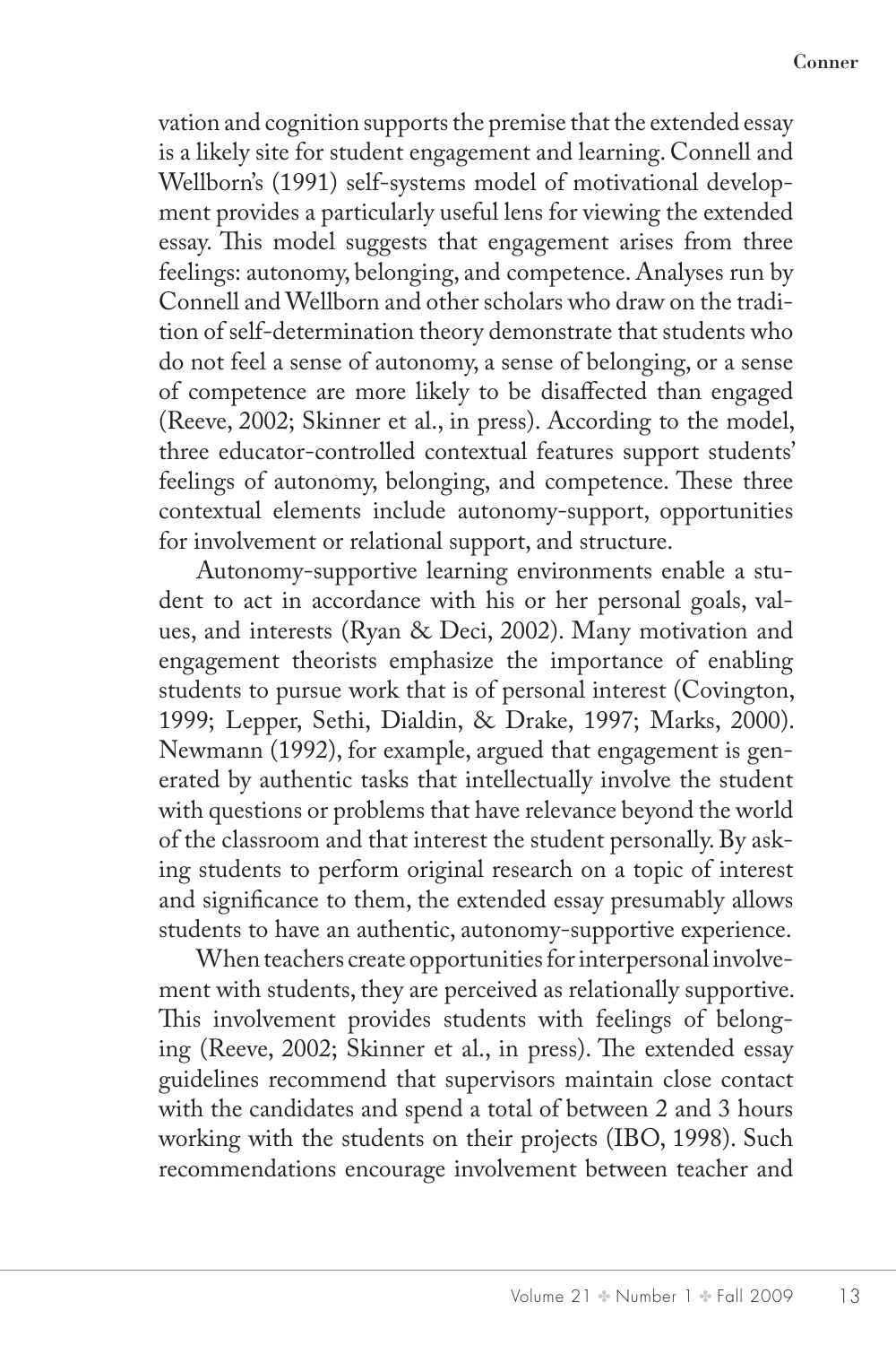vation and cognition supports the premise that the extended essay is a likely site for student engagement and learning. Connell and Wellborn's (1991) self-systems model of motivational development provides a particularly useful lens for viewing the extended essay. This model suggests that engagement arises from three feelings: autonomy, belonging, and competence. Analyses run by Connell and Wellborn and other scholars who draw on the tradition of self-determination theory demonstrate that students who do not feel a sense of autonomy, a sense of belonging, or a sense of competence are more likely to be disaffected than engaged (Reeve, 2002; Skinner et al., in press). According to the model, three educator-controlled contextual features support students' feelings of autonomy, belonging, and competence. These three contextual elements include autonomy-support, opportunities for involvement or relational support, and structure.

Autonomy-supportive learning environments enable a student to act in accordance with his or her personal goals, values, and interests (Ryan & Deci, 2002). Many motivation and engagement theorists emphasize the importance of enabling students to pursue work that is of personal interest (Covington, 1999; Lepper, Sethi, Dialdin, & Drake, 1997; Marks, 2000). Newmann (1992), for example, argued that engagement is generated by authentic tasks that intellectually involve the student with questions or problems that have relevance beyond the world of the classroom and that interest the student personally. By asking students to perform original research on a topic of interest and significance to them, the extended essay presumably allows students to have an authentic, autonomy-supportive experience.

When teachers create opportunities for interpersonal involvement with students, they are perceived as relationally supportive. This involvement provides students with feelings of belonging (Reeve, 2002; Skinner et al., in press). The extended essay guidelines recommend that supervisors maintain close contact with the candidates and spend a total of between 2 and 3 hours working with the students on their projects (IBO, 1998). Such recommendations encourage involvement between teacher and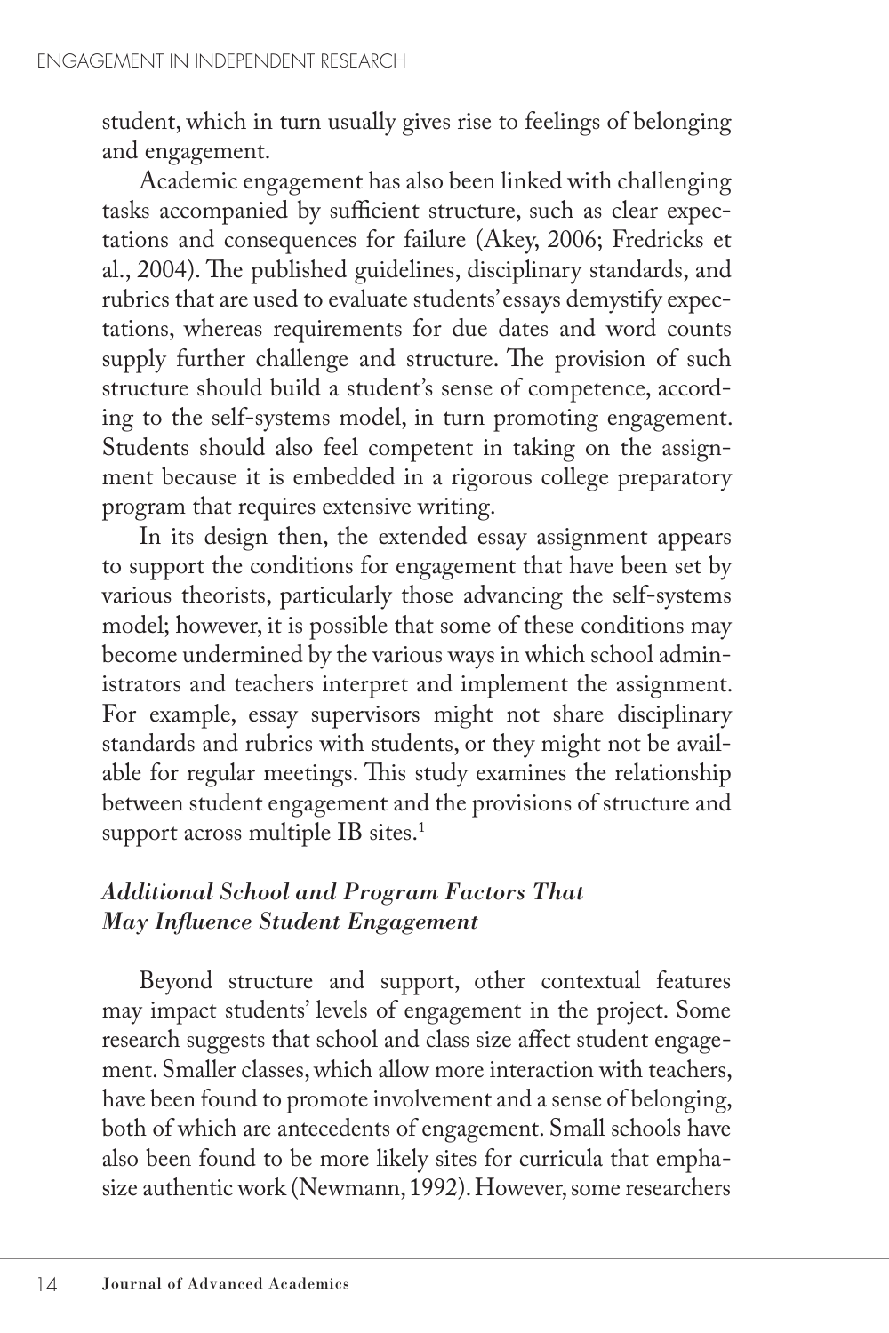student, which in turn usually gives rise to feelings of belonging and engagement.

Academic engagement has also been linked with challenging tasks accompanied by sufficient structure, such as clear expectations and consequences for failure (Akey, 2006; Fredricks et al., 2004). The published guidelines, disciplinary standards, and rubrics that are used to evaluate students' essays demystify expectations, whereas requirements for due dates and word counts supply further challenge and structure. The provision of such structure should build a student's sense of competence, according to the self-systems model, in turn promoting engagement. Students should also feel competent in taking on the assignment because it is embedded in a rigorous college preparatory program that requires extensive writing.

In its design then, the extended essay assignment appears to support the conditions for engagement that have been set by various theorists, particularly those advancing the self-systems model; however, it is possible that some of these conditions may become undermined by the various ways in which school administrators and teachers interpret and implement the assignment. For example, essay supervisors might not share disciplinary standards and rubrics with students, or they might not be available for regular meetings. This study examines the relationship between student engagement and the provisions of structure and support across multiple IB sites.[1]

### *Additional School and Program Factors That May Influence Student Engagement*

Beyond structure and support, other contextual features may impact students' levels of engagement in the project. Some research suggests that school and class size affect student engagement. Smaller classes, which allow more interaction with teachers, have been found to promote involvement and a sense of belonging, both of which are antecedents of engagement. Small schools have also been found to be more likely sites for curricula that emphasize authentic work (Newmann, 1992). However, some researchers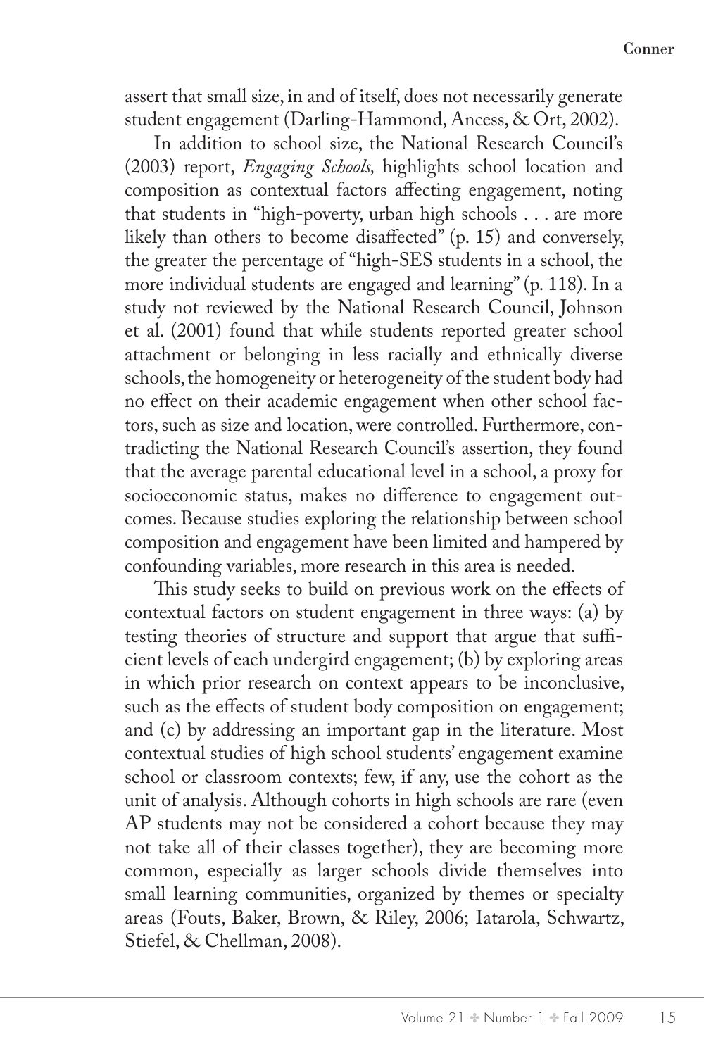assert that small size, in and of itself, does not necessarily generate student engagement (Darling-Hammond, Ancess, & Ort, 2002).

In addition to school size, the National Research Council's (2003) report, *Engaging Schools,* highlights school location and composition as contextual factors affecting engagement, noting that students in "high-poverty, urban high schools . . . are more likely than others to become disaffected" (p. 15) and conversely, the greater the percentage of "high-SES students in a school, the more individual students are engaged and learning" (p. 118). In a study not reviewed by the National Research Council, Johnson et al. (2001) found that while students reported greater school attachment or belonging in less racially and ethnically diverse schools, the homogeneity or heterogeneity of the student body had no effect on their academic engagement when other school factors, such as size and location, were controlled. Furthermore, contradicting the National Research Council's assertion, they found that the average parental educational level in a school, a proxy for socioeconomic status, makes no difference to engagement outcomes. Because studies exploring the relationship between school composition and engagement have been limited and hampered by confounding variables, more research in this area is needed.

This study seeks to build on previous work on the effects of contextual factors on student engagement in three ways: (a) by testing theories of structure and support that argue that sufficient levels of each undergird engagement; (b) by exploring areas in which prior research on context appears to be inconclusive, such as the effects of student body composition on engagement; and (c) by addressing an important gap in the literature. Most contextual studies of high school students' engagement examine school or classroom contexts; few, if any, use the cohort as the unit of analysis. Although cohorts in high schools are rare (even AP students may not be considered a cohort because they may not take all of their classes together), they are becoming more common, especially as larger schools divide themselves into small learning communities, organized by themes or specialty areas (Fouts, Baker, Brown, & Riley, 2006; Iatarola, Schwartz, Stiefel, & Chellman, 2008).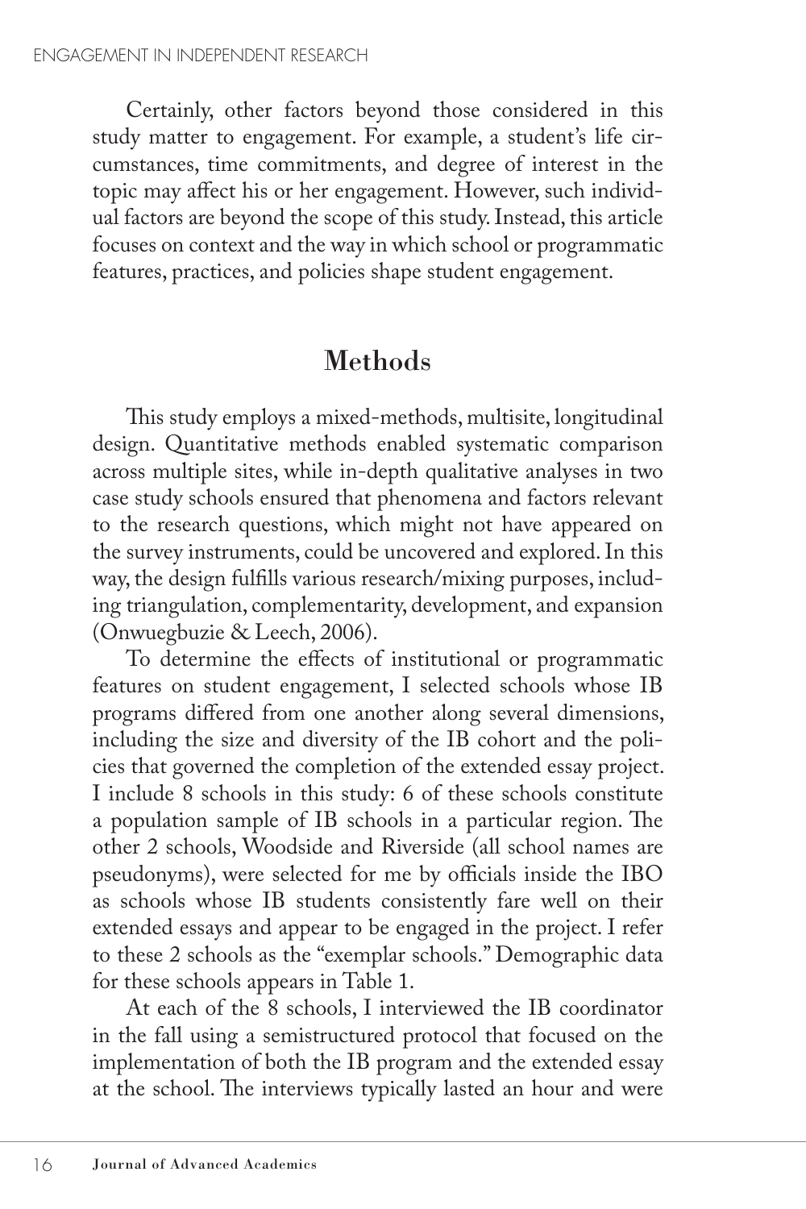Certainly, other factors beyond those considered in this study matter to engagement. For example, a student's life circumstances, time commitments, and degree of interest in the topic may affect his or her engagement. However, such individual factors are beyond the scope of this study. Instead, this article focuses on context and the way in which school or programmatic features, practices, and policies shape student engagement.

## Methods

This study employs a mixed-methods, multisite, longitudinal design. Quantitative methods enabled systematic comparison across multiple sites, while in-depth qualitative analyses in two case study schools ensured that phenomena and factors relevant to the research questions, which might not have appeared on the survey instruments, could be uncovered and explored. In this way, the design fulfills various research/mixing purposes, including triangulation, complementarity, development, and expansion (Onwuegbuzie & Leech, 2006).

To determine the effects of institutional or programmatic features on student engagement, I selected schools whose IB programs differed from one another along several dimensions, including the size and diversity of the IB cohort and the policies that governed the completion of the extended essay project. I include 8 schools in this study: 6 of these schools constitute a population sample of IB schools in a particular region. The other 2 schools, Woodside and Riverside (all school names are pseudonyms), were selected for me by officials inside the IBO as schools whose IB students consistently fare well on their extended essays and appear to be engaged in the project. I refer to these 2 schools as the "exemplar schools." Demographic data for these schools appears in Table 1.

At each of the 8 schools, I interviewed the IB coordinator in the fall using a semistructured protocol that focused on the implementation of both the IB program and the extended essay at the school. The interviews typically lasted an hour and were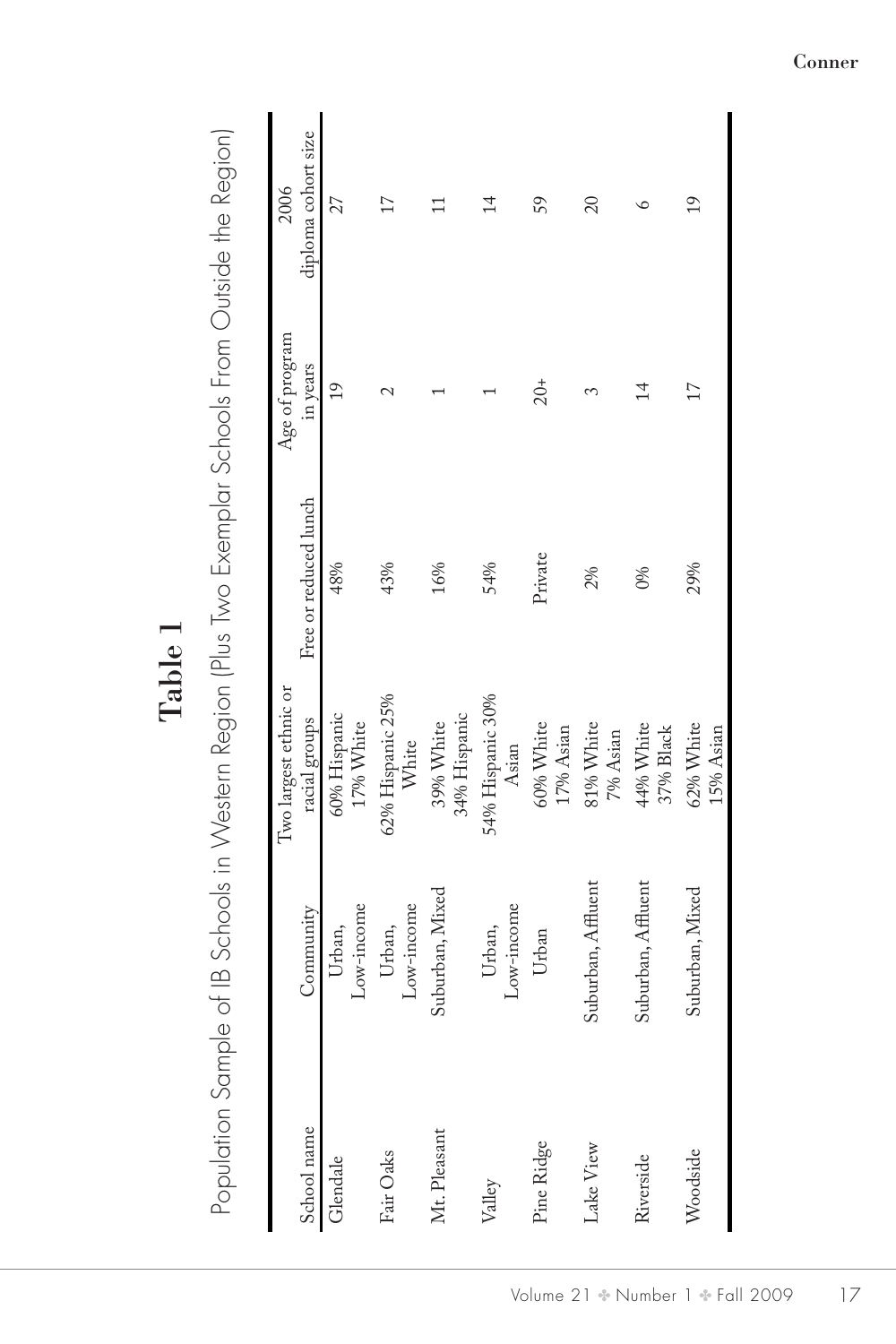**Table 1**

Population Sample of IB Schools in Western Region (Plus Two Exemplar Schools From Outside the Region)

| School name | Community | Two largest ethnic or racial groups | Free or reduced lunch | Age of program in years | 2006 diploma cohort size |
|---|---|---|---|---|---|
| Glendale | Urban, Low-income | 60% Hispanic 17% White | 48% | 19 | 27 |
| Fair Oaks | Urban, Low-income | 62% Hispanic 25% White | 43% | 2 | 17 |
| Mt. Pleasant | Suburban, Mixed | 39% White 34% Hispanic | 16% | 1 | 11 |
| Valley | Urban, Low-income | 54% Hispanic 30% Asian | 54% | 1 | 14 |
| Pine Ridge | Urban | 60% White 17% Asian | Private | 20+ | 59 |
| Lake View | Suburban, Affluent | 81% White 7% Asian | 2% | 3 | 20 |
| Riverside | Suburban, Affluent | 44% White 37% Black | 0% | 14 | 6 |
| Woodside | Suburban, Mixed | 62% White 15% Asian | 29% | 17 | 19 |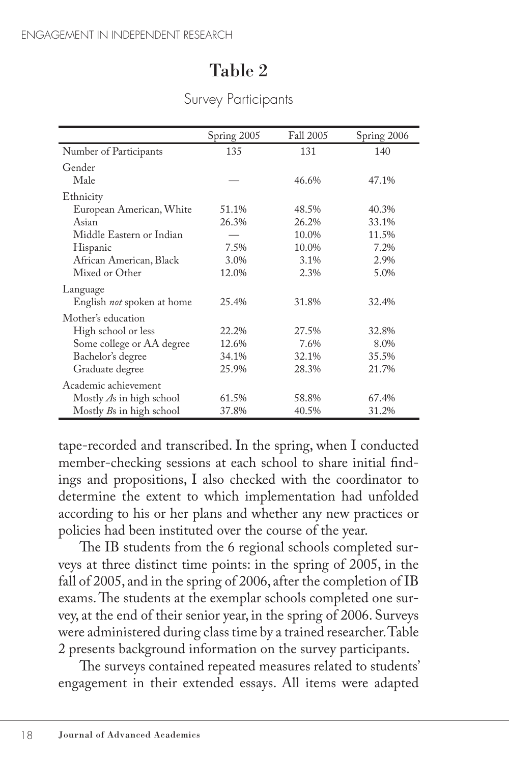## Table 2

Survey Participants

| | Spring 2005 | Fall 2005 | Spring 2006 |
|---|---|---|---|
| Number of Participants | 135 | 131 | 140 |
| Gender | | | |
| Male | — | 46.6% | 47.1% |
| Ethnicity | | | |
| European American, White | 51.1% | 48.5% | 40.3% |
| Asian | 26.3% | 26.2% | 33.1% |
| Middle Eastern or Indian | — | 10.0% | 11.5% |
| Hispanic | 7.5% | 10.0% | 7.2% |
| African American, Black | 3.0% | 3.1% | 2.9% |
| Mixed or Other | 12.0% | 2.3% | 5.0% |
| Language | | | |
| English *not* spoken at home | 25.4% | 31.8% | 32.4% |
| Mother's education | | | |
| High school or less | 22.2% | 27.5% | 32.8% |
| Some college or AA degree | 12.6% | 7.6% | 8.0% |
| Bachelor's degree | 34.1% | 32.1% | 35.5% |
| Graduate degree | 25.9% | 28.3% | 21.7% |
| Academic achievement | | | |
| Mostly *A*s in high school | 61.5% | 58.8% | 67.4% |
| Mostly *B*s in high school | 37.8% | 40.5% | 31.2% |

tape-recorded and transcribed. In the spring, when I conducted member-checking sessions at each school to share initial findings and propositions, I also checked with the coordinator to determine the extent to which implementation had unfolded according to his or her plans and whether any new practices or policies had been instituted over the course of the year.

The IB students from the 6 regional schools completed surveys at three distinct time points: in the spring of 2005, in the fall of 2005, and in the spring of 2006, after the completion of IB exams. The students at the exemplar schools completed one survey, at the end of their senior year, in the spring of 2006. Surveys were administered during class time by a trained researcher. Table 2 presents background information on the survey participants.

The surveys contained repeated measures related to students' engagement in their extended essays. All items were adapted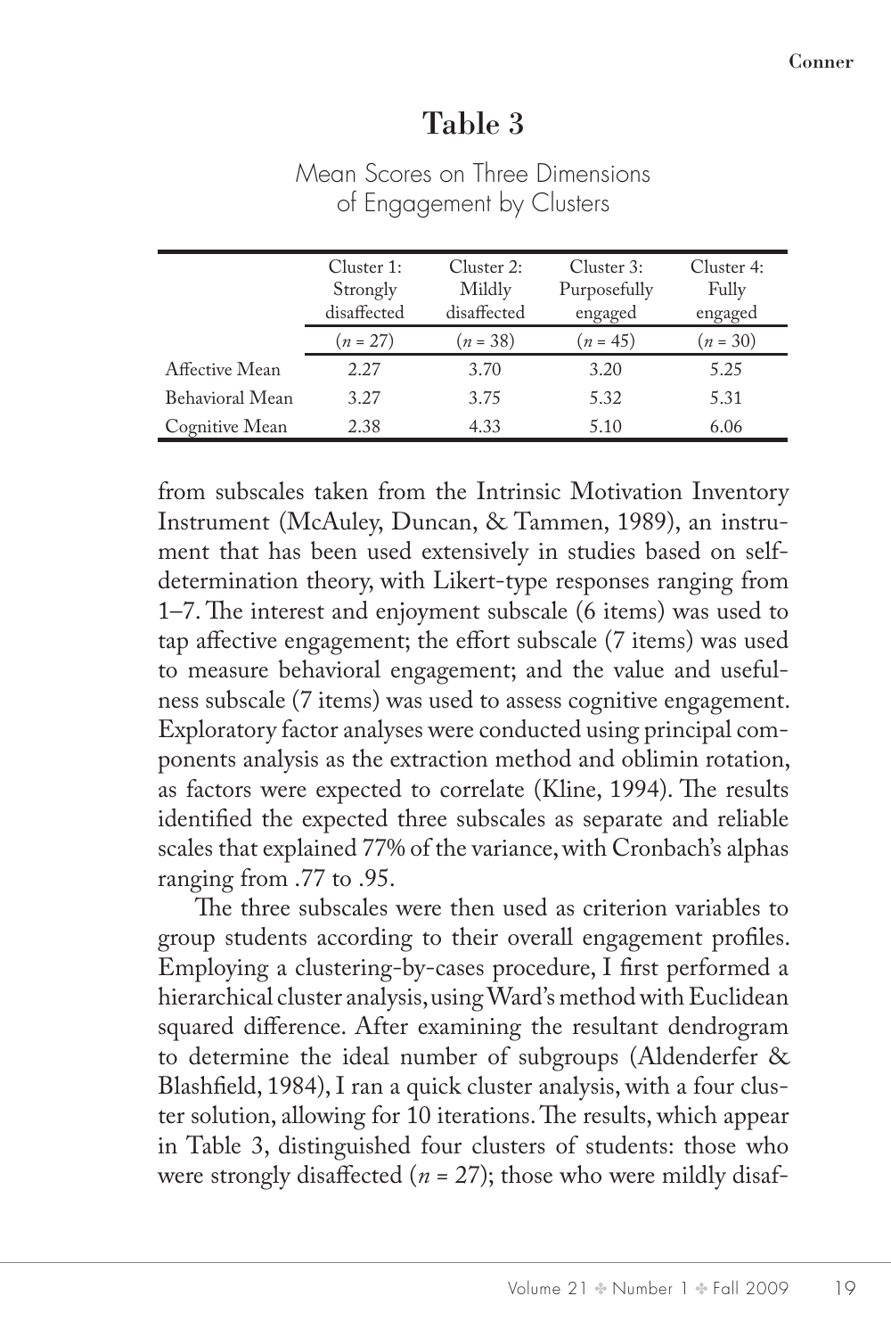## Table 3

Mean Scores on Three Dimensions of Engagement by Clusters

| | Cluster 1: Strongly disaffected | Cluster 2: Mildly disaffected | Cluster 3: Purposefully engaged | Cluster 4: Fully engaged |
|---|---|---|---|---|
| | (*n* = 27) | (*n* = 38) | (*n* = 45) | (*n* = 30) |
| Affective Mean | 2.27 | 3.70 | 3.20 | 5.25 |
| Behavioral Mean | 3.27 | 3.75 | 5.32 | 5.31 |
| Cognitive Mean | 2.38 | 4.33 | 5.10 | 6.06 |

from subscales taken from the Intrinsic Motivation Inventory Instrument (McAuley, Duncan, & Tammen, 1989), an instrument that has been used extensively in studies based on self-determination theory, with Likert-type responses ranging from 1–7. The interest and enjoyment subscale (6 items) was used to tap affective engagement; the effort subscale (7 items) was used to measure behavioral engagement; and the value and usefulness subscale (7 items) was used to assess cognitive engagement. Exploratory factor analyses were conducted using principal components analysis as the extraction method and oblimin rotation, as factors were expected to correlate (Kline, 1994). The results identified the expected three subscales as separate and reliable scales that explained 77% of the variance, with Cronbach's alphas ranging from .77 to .95.

The three subscales were then used as criterion variables to group students according to their overall engagement profiles. Employing a clustering-by-cases procedure, I first performed a hierarchical cluster analysis, using Ward's method with Euclidean squared difference. After examining the resultant dendrogram to determine the ideal number of subgroups (Aldenderfer & Blashfield, 1984), I ran a quick cluster analysis, with a four cluster solution, allowing for 10 iterations. The results, which appear in Table 3, distinguished four clusters of students: those who were strongly disaffected (*n* = 27); those who were mildly disaf-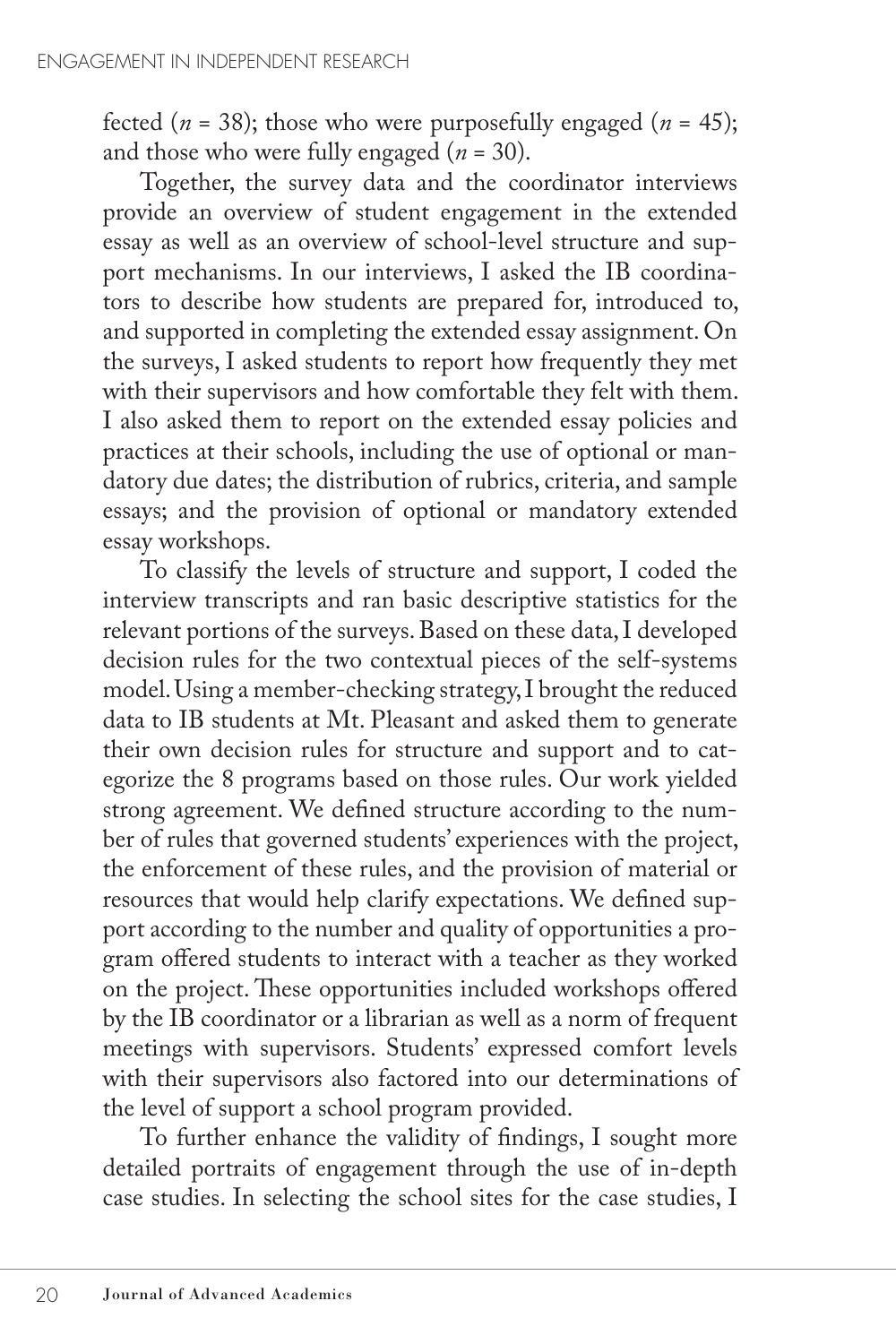fected ($n$ = 38); those who were purposefully engaged ($n$ = 45); and those who were fully engaged ($n$ = 30).

Together, the survey data and the coordinator interviews provide an overview of student engagement in the extended essay as well as an overview of school-level structure and support mechanisms. In our interviews, I asked the IB coordinators to describe how students are prepared for, introduced to, and supported in completing the extended essay assignment. On the surveys, I asked students to report how frequently they met with their supervisors and how comfortable they felt with them. I also asked them to report on the extended essay policies and practices at their schools, including the use of optional or mandatory due dates; the distribution of rubrics, criteria, and sample essays; and the provision of optional or mandatory extended essay workshops.

To classify the levels of structure and support, I coded the interview transcripts and ran basic descriptive statistics for the relevant portions of the surveys. Based on these data, I developed decision rules for the two contextual pieces of the self-systems model. Using a member-checking strategy, I brought the reduced data to IB students at Mt. Pleasant and asked them to generate their own decision rules for structure and support and to categorize the 8 programs based on those rules. Our work yielded strong agreement. We defined structure according to the number of rules that governed students' experiences with the project, the enforcement of these rules, and the provision of material or resources that would help clarify expectations. We defined support according to the number and quality of opportunities a program offered students to interact with a teacher as they worked on the project. These opportunities included workshops offered by the IB coordinator or a librarian as well as a norm of frequent meetings with supervisors. Students' expressed comfort levels with their supervisors also factored into our determinations of the level of support a school program provided.

To further enhance the validity of findings, I sought more detailed portraits of engagement through the use of in-depth case studies. In selecting the school sites for the case studies, I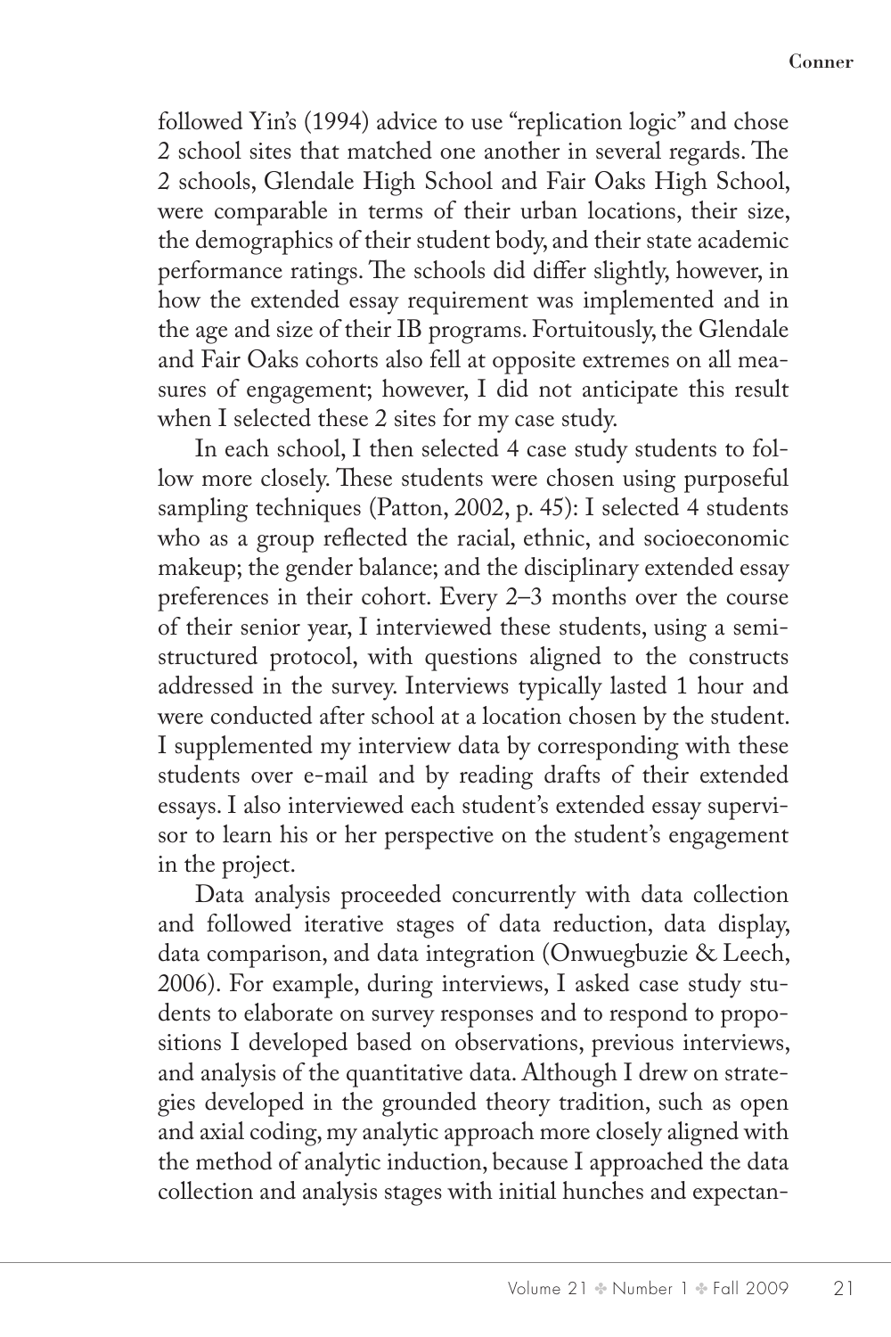followed Yin's (1994) advice to use "replication logic" and chose 2 school sites that matched one another in several regards. The 2 schools, Glendale High School and Fair Oaks High School, were comparable in terms of their urban locations, their size, the demographics of their student body, and their state academic performance ratings. The schools did differ slightly, however, in how the extended essay requirement was implemented and in the age and size of their IB programs. Fortuitously, the Glendale and Fair Oaks cohorts also fell at opposite extremes on all measures of engagement; however, I did not anticipate this result when I selected these 2 sites for my case study.

In each school, I then selected 4 case study students to follow more closely. These students were chosen using purposeful sampling techniques (Patton, 2002, p. 45): I selected 4 students who as a group reflected the racial, ethnic, and socioeconomic makeup; the gender balance; and the disciplinary extended essay preferences in their cohort. Every 2–3 months over the course of their senior year, I interviewed these students, using a semi-structured protocol, with questions aligned to the constructs addressed in the survey. Interviews typically lasted 1 hour and were conducted after school at a location chosen by the student. I supplemented my interview data by corresponding with these students over e-mail and by reading drafts of their extended essays. I also interviewed each student's extended essay supervisor to learn his or her perspective on the student's engagement in the project.

Data analysis proceeded concurrently with data collection and followed iterative stages of data reduction, data display, data comparison, and data integration (Onwuegbuzie & Leech, 2006). For example, during interviews, I asked case study students to elaborate on survey responses and to respond to propositions I developed based on observations, previous interviews, and analysis of the quantitative data. Although I drew on strategies developed in the grounded theory tradition, such as open and axial coding, my analytic approach more closely aligned with the method of analytic induction, because I approached the data collection and analysis stages with initial hunches and expectan-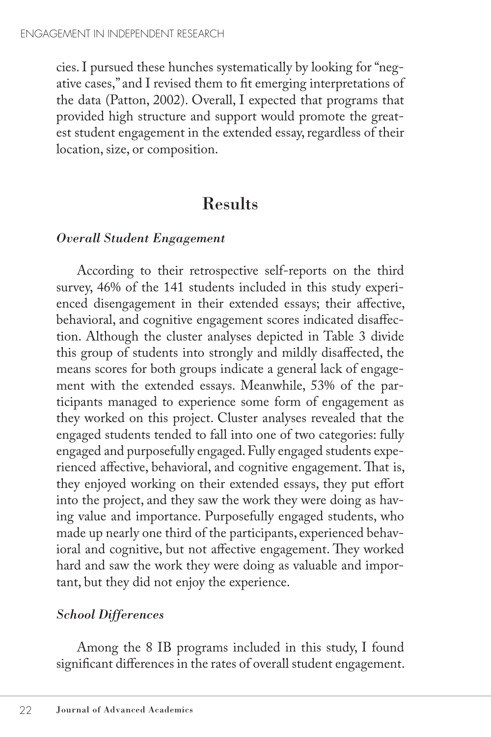cies. I pursued these hunches systematically by looking for "negative cases," and I revised them to fit emerging interpretations of the data (Patton, 2002). Overall, I expected that programs that provided high structure and support would promote the greatest student engagement in the extended essay, regardless of their location, size, or composition.

## Results

### *Overall Student Engagement*

According to their retrospective self-reports on the third survey, 46% of the 141 students included in this study experienced disengagement in their extended essays; their affective, behavioral, and cognitive engagement scores indicated disaffection. Although the cluster analyses depicted in Table 3 divide this group of students into strongly and mildly disaffected, the means scores for both groups indicate a general lack of engagement with the extended essays. Meanwhile, 53% of the participants managed to experience some form of engagement as they worked on this project. Cluster analyses revealed that the engaged students tended to fall into one of two categories: fully engaged and purposefully engaged. Fully engaged students experienced affective, behavioral, and cognitive engagement. That is, they enjoyed working on their extended essays, they put effort into the project, and they saw the work they were doing as having value and importance. Purposefully engaged students, who made up nearly one third of the participants, experienced behavioral and cognitive, but not affective engagement. They worked hard and saw the work they were doing as valuable and important, but they did not enjoy the experience.

### *School Differences*

Among the 8 IB programs included in this study, I found significant differences in the rates of overall student engagement.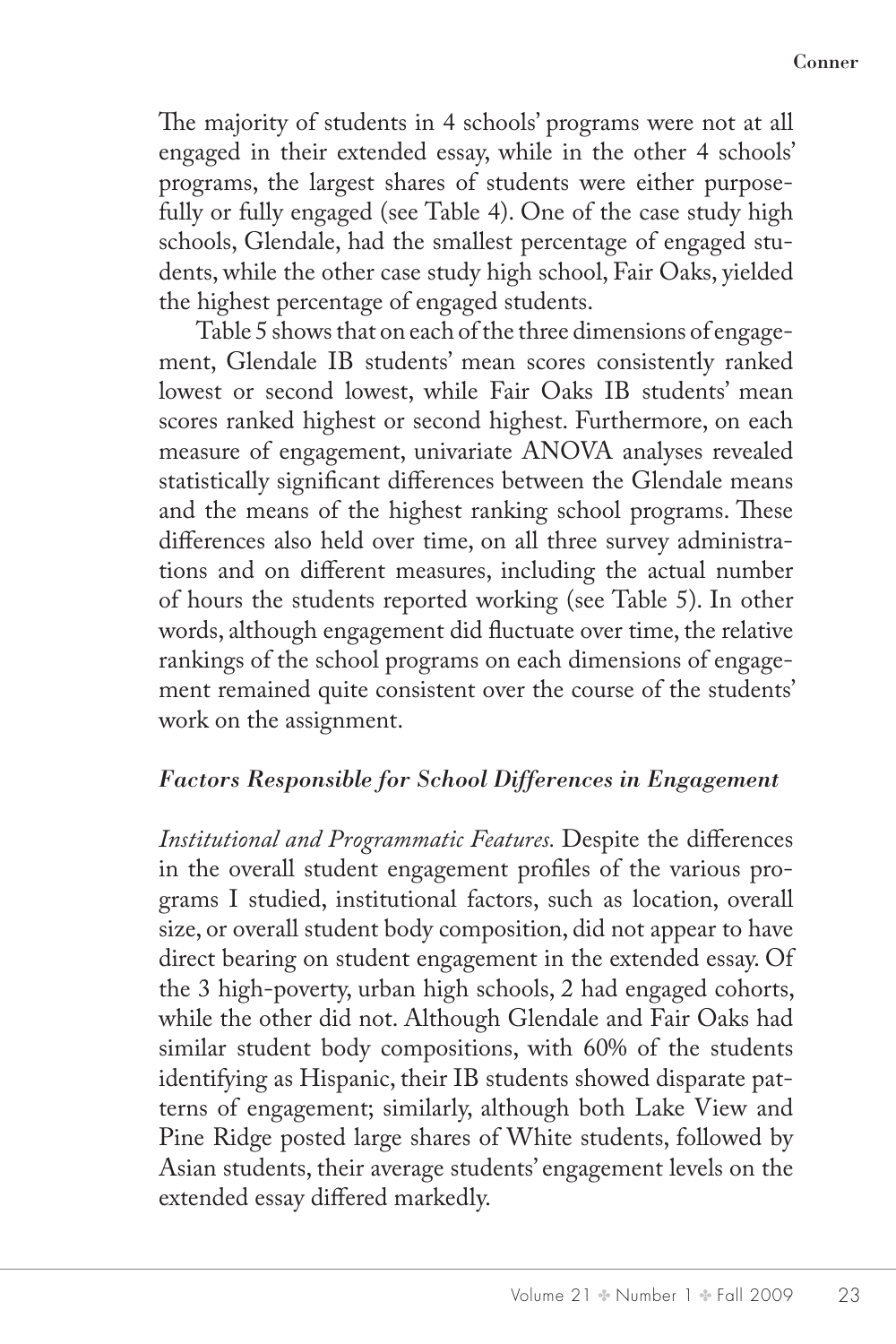The majority of students in 4 schools' programs were not at all engaged in their extended essay, while in the other 4 schools' programs, the largest shares of students were either purposefully or fully engaged (see Table 4). One of the case study high schools, Glendale, had the smallest percentage of engaged students, while the other case study high school, Fair Oaks, yielded the highest percentage of engaged students.

Table 5 shows that on each of the three dimensions of engagement, Glendale IB students' mean scores consistently ranked lowest or second lowest, while Fair Oaks IB students' mean scores ranked highest or second highest. Furthermore, on each measure of engagement, univariate ANOVA analyses revealed statistically significant differences between the Glendale means and the means of the highest ranking school programs. These differences also held over time, on all three survey administrations and on different measures, including the actual number of hours the students reported working (see Table 5). In other words, although engagement did fluctuate over time, the relative rankings of the school programs on each dimensions of engagement remained quite consistent over the course of the students' work on the assignment.

### *Factors Responsible for School Differences in Engagement*

*Institutional and Programmatic Features.* Despite the differences in the overall student engagement profiles of the various programs I studied, institutional factors, such as location, overall size, or overall student body composition, did not appear to have direct bearing on student engagement in the extended essay. Of the 3 high-poverty, urban high schools, 2 had engaged cohorts, while the other did not. Although Glendale and Fair Oaks had similar student body compositions, with 60% of the students identifying as Hispanic, their IB students showed disparate patterns of engagement; similarly, although both Lake View and Pine Ridge posted large shares of White students, followed by Asian students, their average students' engagement levels on the extended essay differed markedly.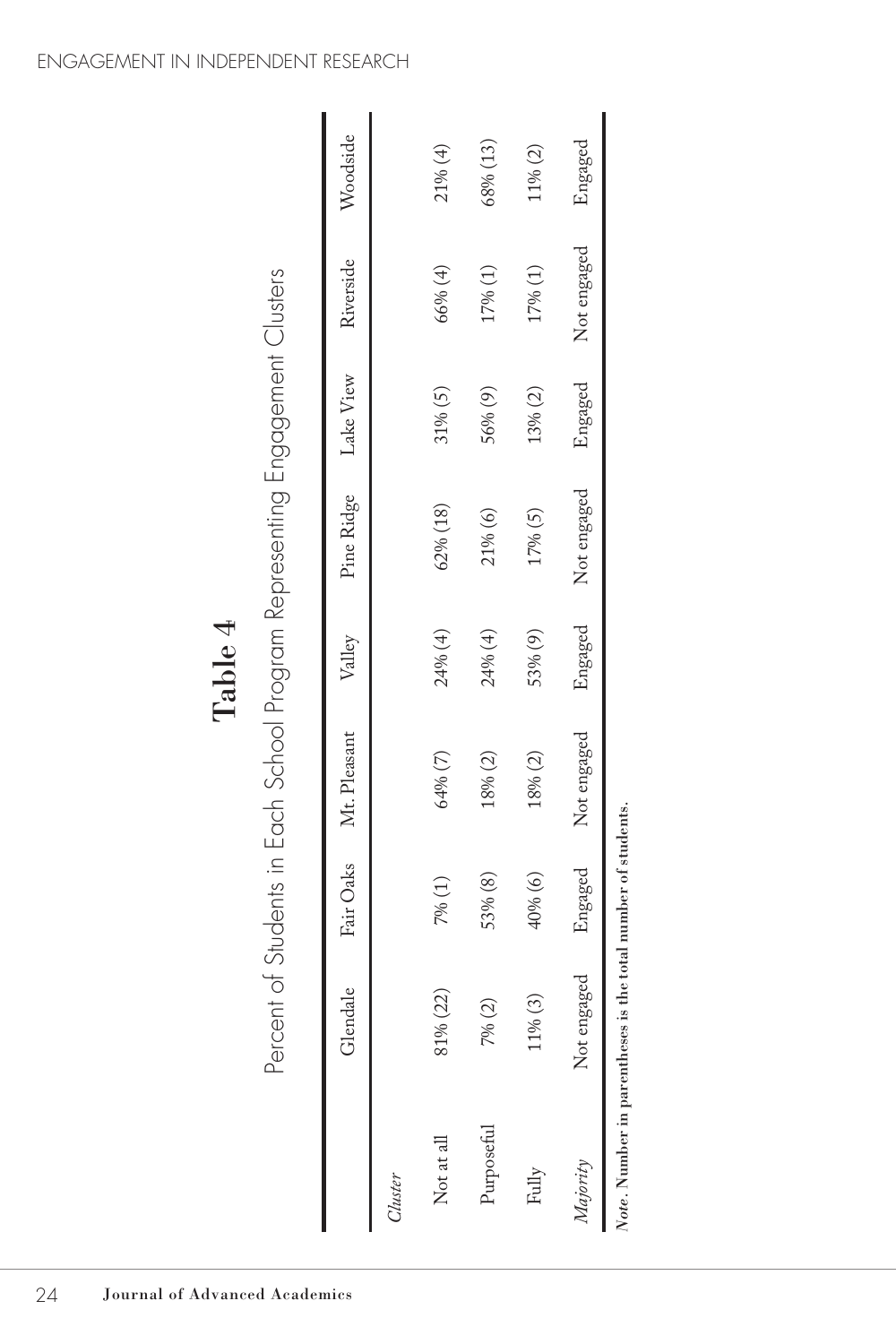**Table 4**

Percent of Students in Each School Program Representing Engagement Clusters

| | Glendale | Fair Oaks | Mt. Pleasant | Valley | Pine Ridge | Lake View | Riverside | Woodside |
|---|---|---|---|---|---|---|---|---|
| *Cluster* | | | | | | | | |
| Not at all | 81% (22) | 7% (1) | 64% (7) | 24% (4) | 62% (18) | 31% (5) | 66% (4) | 21% (4) |
| Purposeful | 7% (2) | 53% (8) | 18% (2) | 24% (4) | 21% (6) | 56% (9) | 17% (1) | 68% (13) |
| Fully | 11% (3) | 40% (6) | 18% (2) | 53% (9) | 17% (5) | 13% (2) | 17% (1) | 11% (2) |
| *Majority* | Not engaged | Engaged | Not engaged | Engaged | Not engaged | Engaged | Not engaged | Engaged |

***Note*. Number in parentheses is the total number of students.**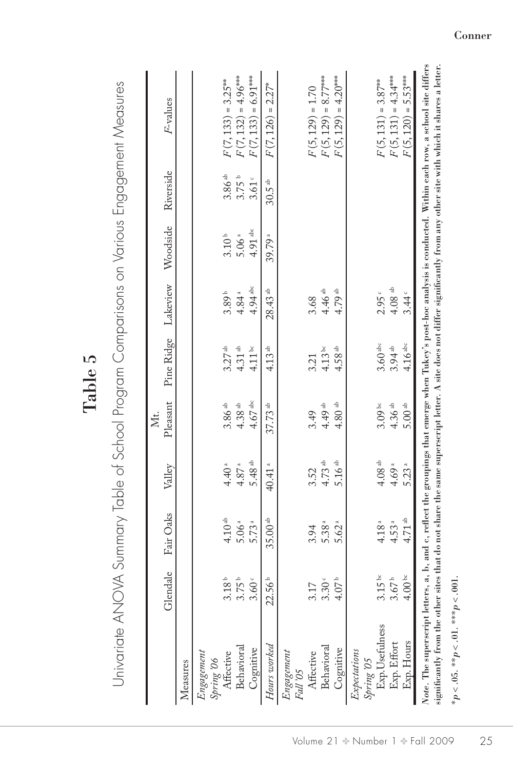# Table 5

Univariate ANOVA Summary Table of School Program Comparisons on Various Engagement Measures

| Measures | Glendale | Fair Oaks | Valley | Mt. Pleasant | Pine Ridge | Lakeview | Woodside | Riverside | F-values |
|---|---|---|---|---|---|---|---|---|---|
| *Engagement Spring '06* | | | | | | | | | |
| Affective | 3.18 [b] | 4.10 [ab] | 4.40 [a] | 3.86 [ab] | 3.27 [ab] | 3.89 [b] | 3.10 [b] | 3.86 [ab] | $F(7, 133) = 3.25^{**}$ |
| Behavioral | 3.75 [b] | 5.06 [a] | 4.87 [a] | 4.38 [ab] | 4.31 [ab] | 4.84 [a] | 5.06 [a] | 3.75 [b] | $F(7, 132) = 4.96^{***}$ |
| Cognitive | 3.60 [c] | 5.73 [a] | 5.48 [ab] | 4.67 [abc] | 4.11 [bc] | 4.94 [abc] | 4.91 [abc] | 3.61 [c] | $F(7, 133) = 6.91^{***}$ |
| *Hours worked* | 22.56 [b] | 35.00 [ab] | 40.41 [a] | 37.73 [ab] | 4.13 [ab] | 28.43 [ab] | 39.79 [a] | 30.5 [ab] | $F(7, 126) = 2.27^{*}$ |
| *Engagement Fall '05* | | | | | | | | | |
| Affective | 3.17 | 3.94 | 3.52 | 3.49 | 3.21 | 3.68 | | | $F(5, 129) = 1.70$ |
| Behavioral | 3.30 [c] | 5.38 [a] | 4.73 [ab] | 4.49 [ab] | 4.13 [bc] | 4.46 [ab] | | | $F(5, 129) = 8.77^{***}$ |
| Cognitive | 4.07 [b] | 5.62 [a] | 5.16 [ab] | 4.80 [ab] | 4.58 [ab] | 4.79 [ab] | | | $F(5, 129) = 4.20^{***}$ |
| *Expectations Spring '05* | | | | | | | | | |
| Exp. Usefulness | 3.15 [bc] | 4.18 [a] | 4.08 [ab] | 3.09 [bc] | 3.60 [abc] | 2.95 [c] | | | $F(5, 131) = 3.87^{**}$ |
| Exp. Effort | 3.67 [b] | 4.53 [a] | 4.69 [a] | 4.36 [ab] | 3.94 [ab] | 4.08 [ab] | | | $F(5, 131) = 4.34^{***}$ |
| Exp. Hours | 4.00 [bc] | 4.71 [ab] | 5.23 [a] | 5.00 [ab] | 4.16 [abc] | 3.44 [c] | | | $F(5, 120) = 5.53^{***}$ |

*Note*. The superscript letters, a, b, and c, reflect the groupings that emerge when Tukey's post-hoc analysis is conducted. Within each row, a school site differs significantly from the other sites that do not share the same superscript letter. A site does not differ significantly from any other site with which it shares a letter.

$^{*}p < .05$. $^{**}p < .01$. $^{***}p < .001$.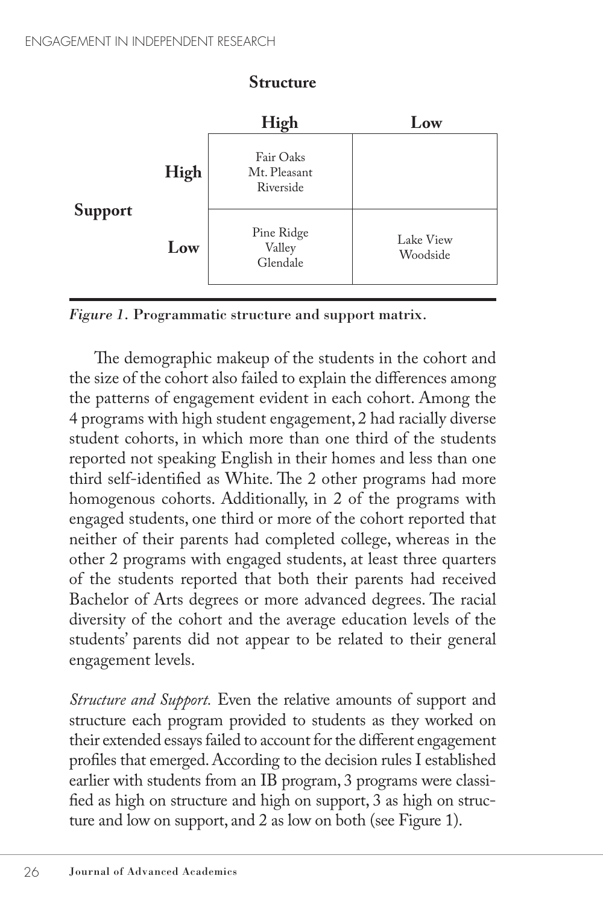| | | Structure | |
|---|---|---|---|
| | | **High** | **Low** |
| **Support** | **High** | Fair Oaks<br>Mt. Pleasant<br>Riverside | |
| | **Low** | Pine Ridge<br>Valley<br>Glendale | Lake View<br>Woodside |

*Figure 1.* **Programmatic structure and support matrix.**

The demographic makeup of the students in the cohort and the size of the cohort also failed to explain the differences among the patterns of engagement evident in each cohort. Among the 4 programs with high student engagement, 2 had racially diverse student cohorts, in which more than one third of the students reported not speaking English in their homes and less than one third self-identified as White. The 2 other programs had more homogenous cohorts. Additionally, in 2 of the programs with engaged students, one third or more of the cohort reported that neither of their parents had completed college, whereas in the other 2 programs with engaged students, at least three quarters of the students reported that both their parents had received Bachelor of Arts degrees or more advanced degrees. The racial diversity of the cohort and the average education levels of the students' parents did not appear to be related to their general engagement levels.

*Structure and Support.* Even the relative amounts of support and structure each program provided to students as they worked on their extended essays failed to account for the different engagement profiles that emerged. According to the decision rules I established earlier with students from an IB program, 3 programs were classified as high on structure and high on support, 3 as high on structure and low on support, and 2 as low on both (see Figure 1).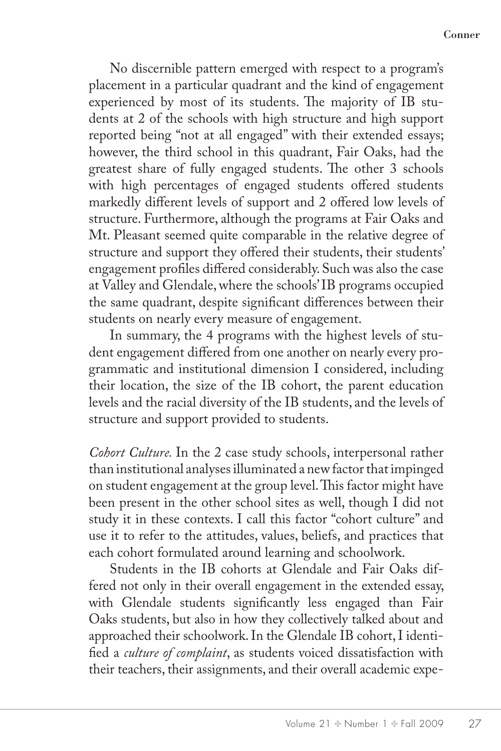No discernible pattern emerged with respect to a program's placement in a particular quadrant and the kind of engagement experienced by most of its students. The majority of IB students at 2 of the schools with high structure and high support reported being "not at all engaged" with their extended essays; however, the third school in this quadrant, Fair Oaks, had the greatest share of fully engaged students. The other 3 schools with high percentages of engaged students offered students markedly different levels of support and 2 offered low levels of structure. Furthermore, although the programs at Fair Oaks and Mt. Pleasant seemed quite comparable in the relative degree of structure and support they offered their students, their students' engagement profiles differed considerably. Such was also the case at Valley and Glendale, where the schools' IB programs occupied the same quadrant, despite significant differences between their students on nearly every measure of engagement.

In summary, the 4 programs with the highest levels of student engagement differed from one another on nearly every programmatic and institutional dimension I considered, including their location, the size of the IB cohort, the parent education levels and the racial diversity of the IB students, and the levels of structure and support provided to students.

*Cohort Culture.* In the 2 case study schools, interpersonal rather than institutional analyses illuminated a new factor that impinged on student engagement at the group level. This factor might have been present in the other school sites as well, though I did not study it in these contexts. I call this factor "cohort culture" and use it to refer to the attitudes, values, beliefs, and practices that each cohort formulated around learning and schoolwork.

Students in the IB cohorts at Glendale and Fair Oaks differed not only in their overall engagement in the extended essay, with Glendale students significantly less engaged than Fair Oaks students, but also in how they collectively talked about and approached their schoolwork. In the Glendale IB cohort, I identified a *culture of complaint*, as students voiced dissatisfaction with their teachers, their assignments, and their overall academic expe-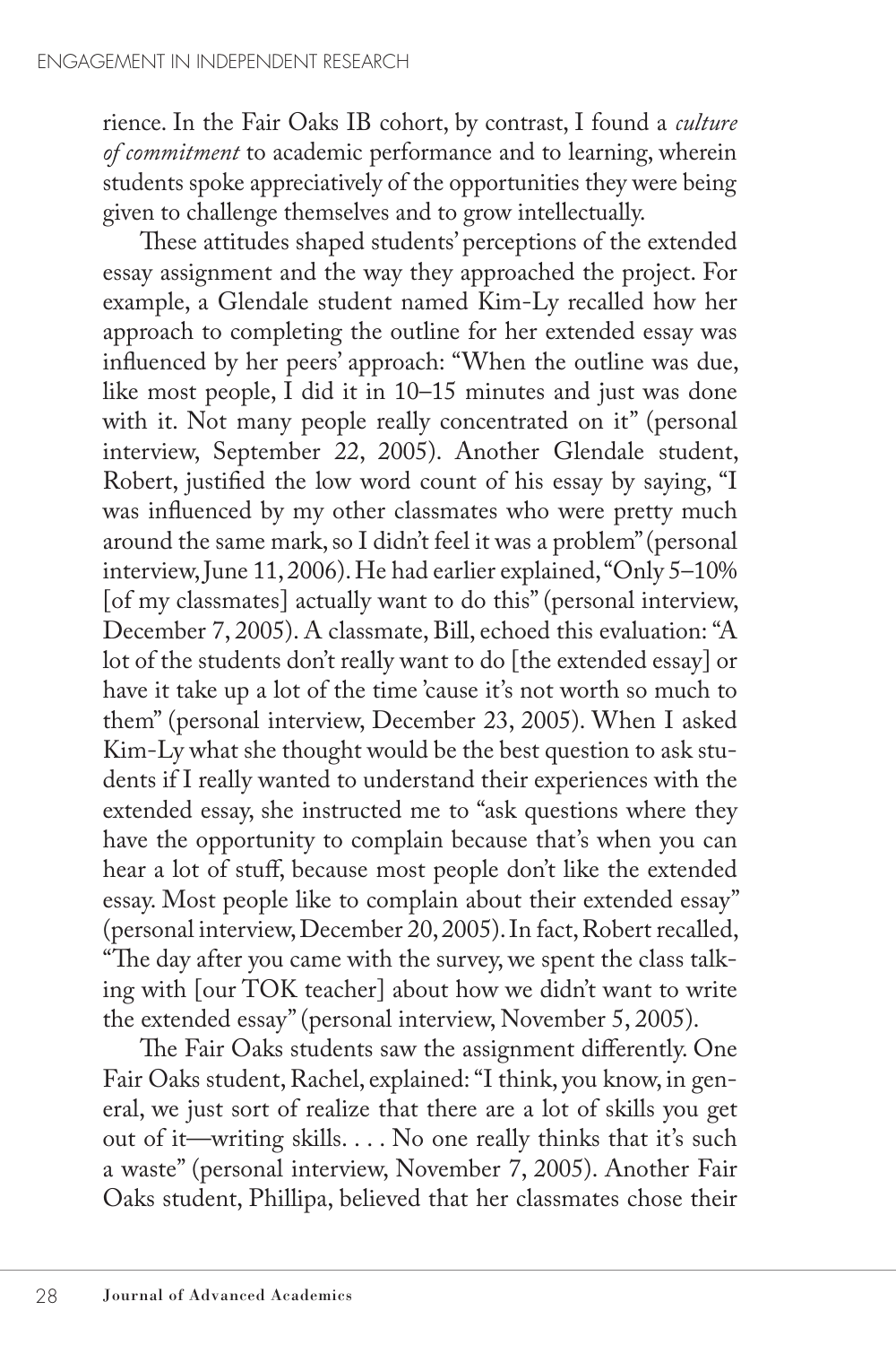rience. In the Fair Oaks IB cohort, by contrast, I found a *culture of commitment* to academic performance and to learning, wherein students spoke appreciatively of the opportunities they were being given to challenge themselves and to grow intellectually.

These attitudes shaped students' perceptions of the extended essay assignment and the way they approached the project. For example, a Glendale student named Kim-Ly recalled how her approach to completing the outline for her extended essay was influenced by her peers' approach: "When the outline was due, like most people, I did it in 10–15 minutes and just was done with it. Not many people really concentrated on it" (personal interview, September 22, 2005). Another Glendale student, Robert, justified the low word count of his essay by saying, "I was influenced by my other classmates who were pretty much around the same mark, so I didn't feel it was a problem" (personal interview, June 11, 2006). He had earlier explained, "Only 5–10% [of my classmates] actually want to do this" (personal interview, December 7, 2005). A classmate, Bill, echoed this evaluation: "A lot of the students don't really want to do [the extended essay] or have it take up a lot of the time 'cause it's not worth so much to them" (personal interview, December 23, 2005). When I asked Kim-Ly what she thought would be the best question to ask students if I really wanted to understand their experiences with the extended essay, she instructed me to "ask questions where they have the opportunity to complain because that's when you can hear a lot of stuff, because most people don't like the extended essay. Most people like to complain about their extended essay" (personal interview, December 20, 2005). In fact, Robert recalled, "The day after you came with the survey, we spent the class talking with [our TOK teacher] about how we didn't want to write the extended essay" (personal interview, November 5, 2005).

The Fair Oaks students saw the assignment differently. One Fair Oaks student, Rachel, explained: "I think, you know, in general, we just sort of realize that there are a lot of skills you get out of it—writing skills. . . . No one really thinks that it's such a waste" (personal interview, November 7, 2005). Another Fair Oaks student, Phillipa, believed that her classmates chose their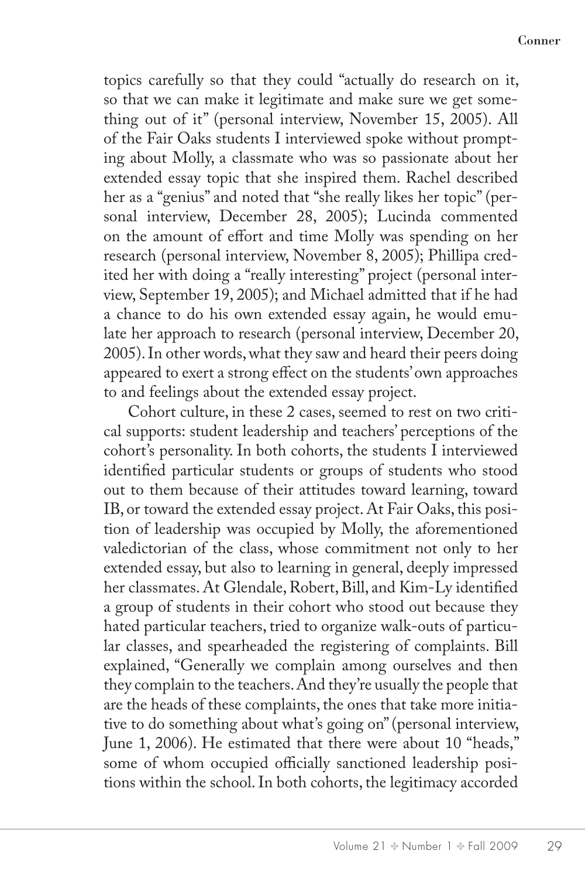topics carefully so that they could "actually do research on it, so that we can make it legitimate and make sure we get something out of it" (personal interview, November 15, 2005). All of the Fair Oaks students I interviewed spoke without prompting about Molly, a classmate who was so passionate about her extended essay topic that she inspired them. Rachel described her as a "genius" and noted that "she really likes her topic" (personal interview, December 28, 2005); Lucinda commented on the amount of effort and time Molly was spending on her research (personal interview, November 8, 2005); Phillipa credited her with doing a "really interesting" project (personal interview, September 19, 2005); and Michael admitted that if he had a chance to do his own extended essay again, he would emulate her approach to research (personal interview, December 20, 2005). In other words, what they saw and heard their peers doing appeared to exert a strong effect on the students' own approaches to and feelings about the extended essay project.

Cohort culture, in these 2 cases, seemed to rest on two critical supports: student leadership and teachers' perceptions of the cohort's personality. In both cohorts, the students I interviewed identified particular students or groups of students who stood out to them because of their attitudes toward learning, toward IB, or toward the extended essay project. At Fair Oaks, this position of leadership was occupied by Molly, the aforementioned valedictorian of the class, whose commitment not only to her extended essay, but also to learning in general, deeply impressed her classmates. At Glendale, Robert, Bill, and Kim-Ly identified a group of students in their cohort who stood out because they hated particular teachers, tried to organize walk-outs of particular classes, and spearheaded the registering of complaints. Bill explained, "Generally we complain among ourselves and then they complain to the teachers. And they're usually the people that are the heads of these complaints, the ones that take more initiative to do something about what's going on" (personal interview, June 1, 2006). He estimated that there were about 10 "heads," some of whom occupied officially sanctioned leadership positions within the school. In both cohorts, the legitimacy accorded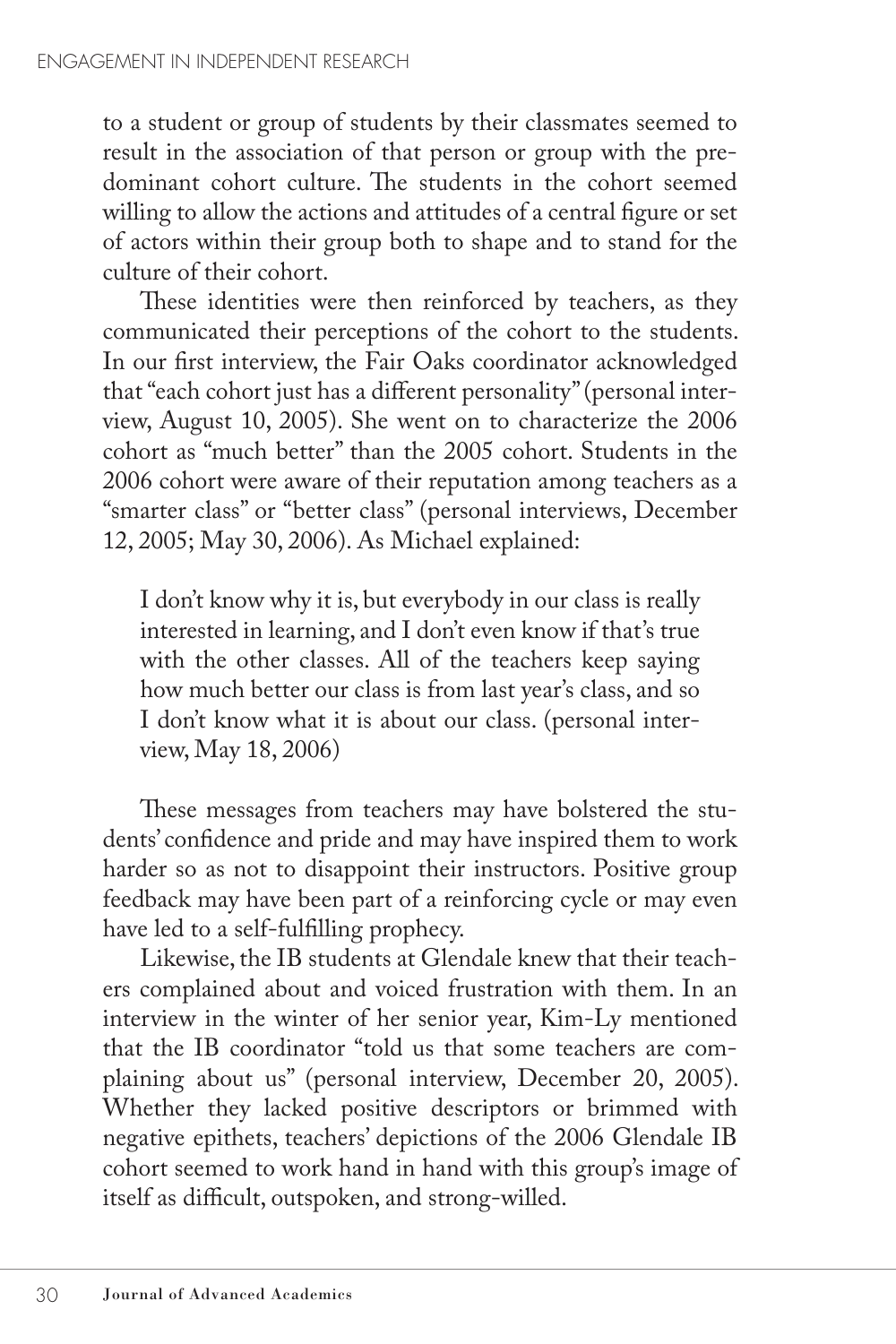to a student or group of students by their classmates seemed to result in the association of that person or group with the predominant cohort culture. The students in the cohort seemed willing to allow the actions and attitudes of a central figure or set of actors within their group both to shape and to stand for the culture of their cohort.

These identities were then reinforced by teachers, as they communicated their perceptions of the cohort to the students. In our first interview, the Fair Oaks coordinator acknowledged that "each cohort just has a different personality" (personal interview, August 10, 2005). She went on to characterize the 2006 cohort as "much better" than the 2005 cohort. Students in the 2006 cohort were aware of their reputation among teachers as a "smarter class" or "better class" (personal interviews, December 12, 2005; May 30, 2006). As Michael explained:

> I don't know why it is, but everybody in our class is really interested in learning, and I don't even know if that's true with the other classes. All of the teachers keep saying how much better our class is from last year's class, and so I don't know what it is about our class. (personal interview, May 18, 2006)

These messages from teachers may have bolstered the students' confidence and pride and may have inspired them to work harder so as not to disappoint their instructors. Positive group feedback may have been part of a reinforcing cycle or may even have led to a self-fulfilling prophecy.

Likewise, the IB students at Glendale knew that their teachers complained about and voiced frustration with them. In an interview in the winter of her senior year, Kim-Ly mentioned that the IB coordinator "told us that some teachers are complaining about us" (personal interview, December 20, 2005). Whether they lacked positive descriptors or brimmed with negative epithets, teachers' depictions of the 2006 Glendale IB cohort seemed to work hand in hand with this group's image of itself as difficult, outspoken, and strong-willed.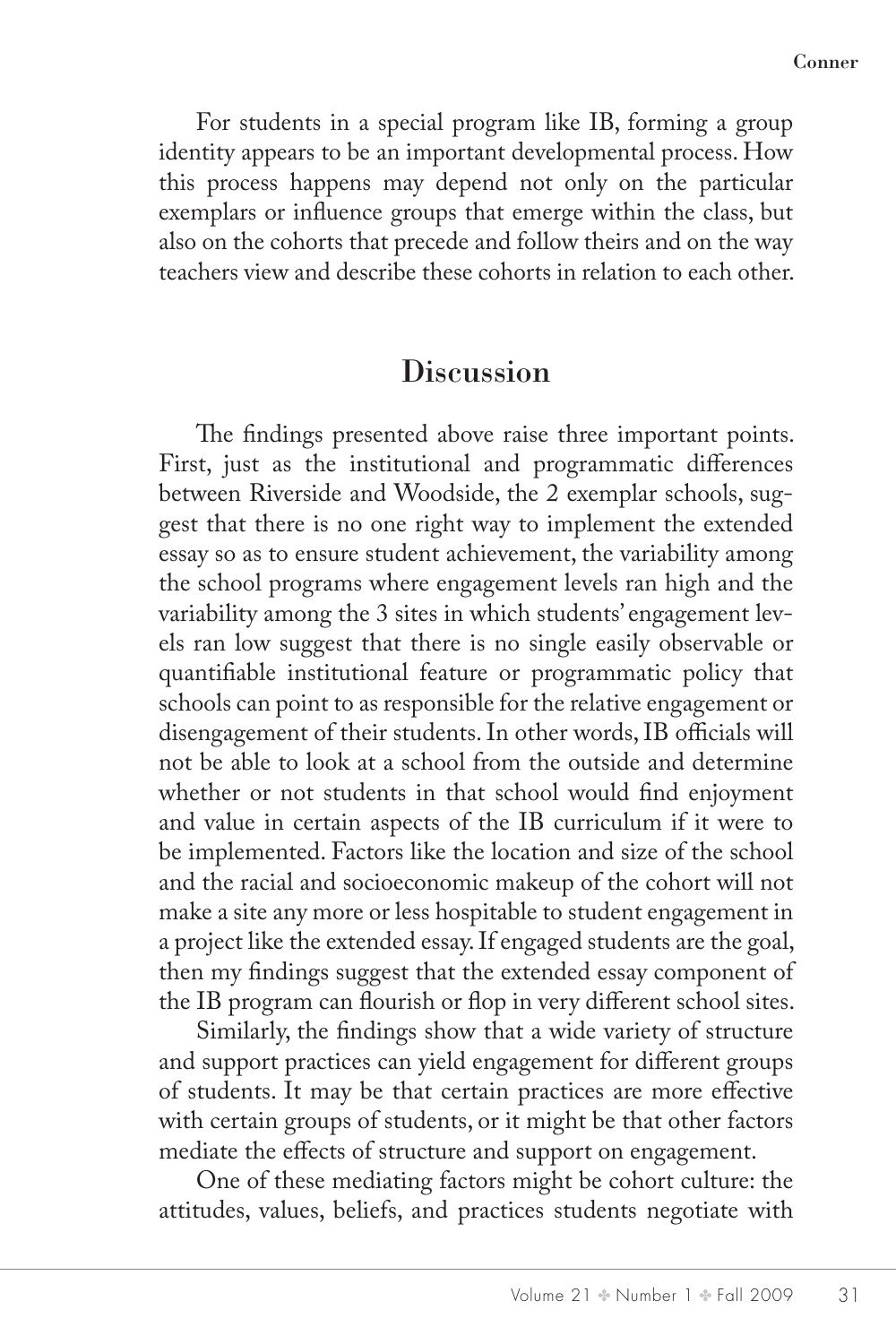For students in a special program like IB, forming a group identity appears to be an important developmental process. How this process happens may depend not only on the particular exemplars or influence groups that emerge within the class, but also on the cohorts that precede and follow theirs and on the way teachers view and describe these cohorts in relation to each other.

## Discussion

The findings presented above raise three important points. First, just as the institutional and programmatic differences between Riverside and Woodside, the 2 exemplar schools, suggest that there is no one right way to implement the extended essay so as to ensure student achievement, the variability among the school programs where engagement levels ran high and the variability among the 3 sites in which students' engagement levels ran low suggest that there is no single easily observable or quantifiable institutional feature or programmatic policy that schools can point to as responsible for the relative engagement or disengagement of their students. In other words, IB officials will not be able to look at a school from the outside and determine whether or not students in that school would find enjoyment and value in certain aspects of the IB curriculum if it were to be implemented. Factors like the location and size of the school and the racial and socioeconomic makeup of the cohort will not make a site any more or less hospitable to student engagement in a project like the extended essay. If engaged students are the goal, then my findings suggest that the extended essay component of the IB program can flourish or flop in very different school sites.

Similarly, the findings show that a wide variety of structure and support practices can yield engagement for different groups of students. It may be that certain practices are more effective with certain groups of students, or it might be that other factors mediate the effects of structure and support on engagement.

One of these mediating factors might be cohort culture: the attitudes, values, beliefs, and practices students negotiate with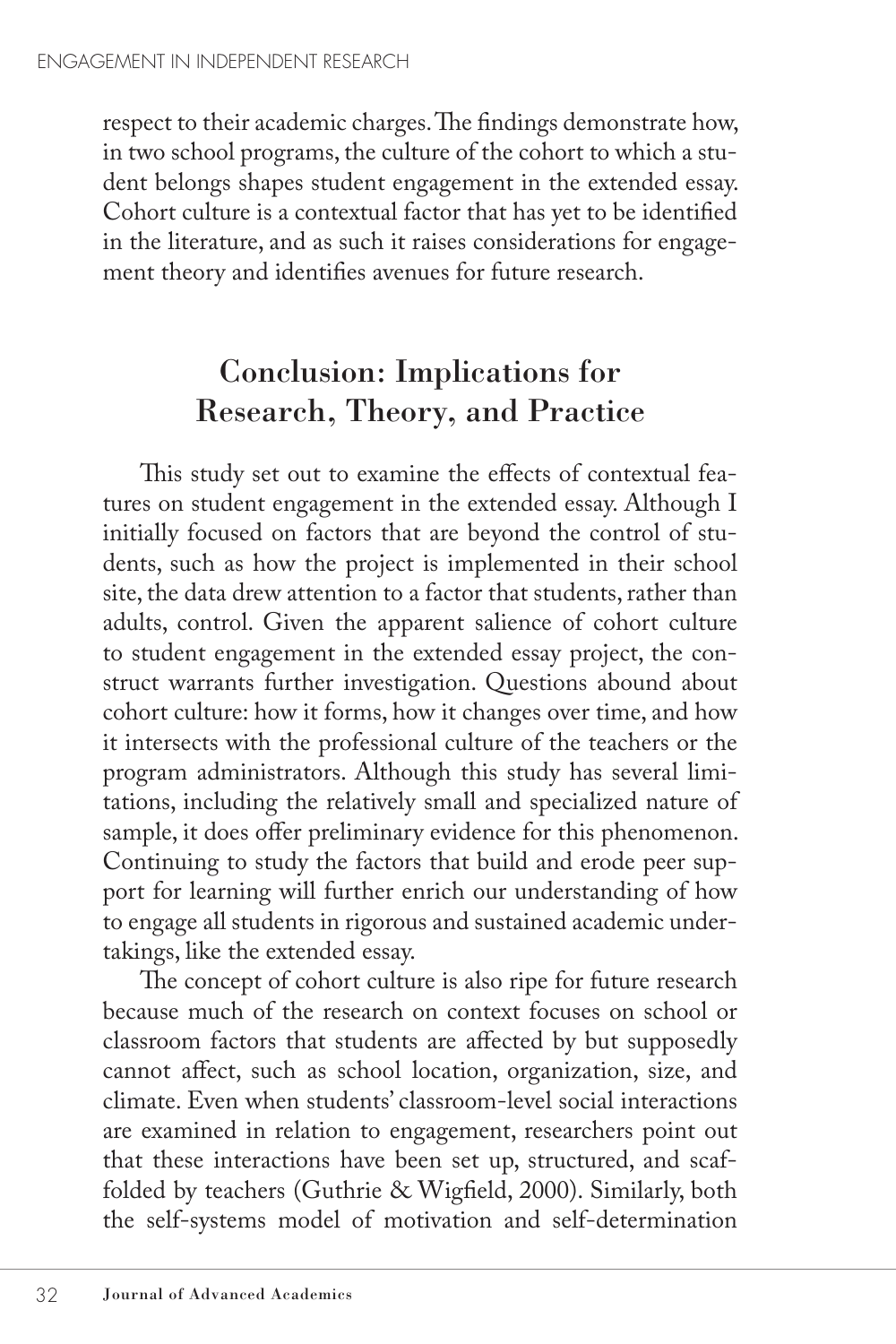respect to their academic charges. The findings demonstrate how, in two school programs, the culture of the cohort to which a student belongs shapes student engagement in the extended essay. Cohort culture is a contextual factor that has yet to be identified in the literature, and as such it raises considerations for engagement theory and identifies avenues for future research.

## Conclusion: Implications for Research, Theory, and Practice

This study set out to examine the effects of contextual features on student engagement in the extended essay. Although I initially focused on factors that are beyond the control of students, such as how the project is implemented in their school site, the data drew attention to a factor that students, rather than adults, control. Given the apparent salience of cohort culture to student engagement in the extended essay project, the construct warrants further investigation. Questions abound about cohort culture: how it forms, how it changes over time, and how it intersects with the professional culture of the teachers or the program administrators. Although this study has several limitations, including the relatively small and specialized nature of sample, it does offer preliminary evidence for this phenomenon. Continuing to study the factors that build and erode peer support for learning will further enrich our understanding of how to engage all students in rigorous and sustained academic undertakings, like the extended essay.

The concept of cohort culture is also ripe for future research because much of the research on context focuses on school or classroom factors that students are affected by but supposedly cannot affect, such as school location, organization, size, and climate. Even when students' classroom-level social interactions are examined in relation to engagement, researchers point out that these interactions have been set up, structured, and scaffolded by teachers (Guthrie & Wigfield, 2000). Similarly, both the self-systems model of motivation and self-determination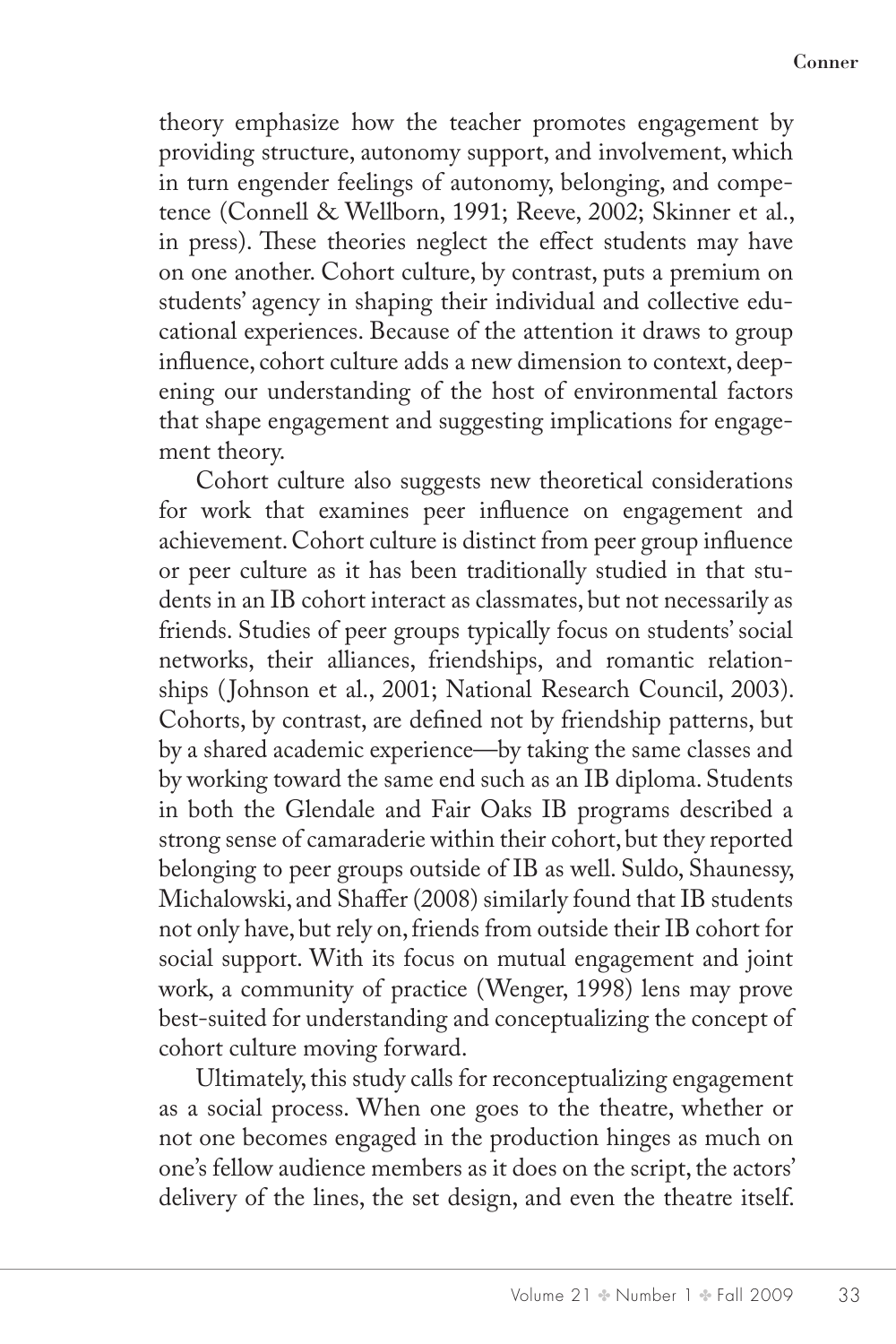theory emphasize how the teacher promotes engagement by providing structure, autonomy support, and involvement, which in turn engender feelings of autonomy, belonging, and competence (Connell & Wellborn, 1991; Reeve, 2002; Skinner et al., in press). These theories neglect the effect students may have on one another. Cohort culture, by contrast, puts a premium on students' agency in shaping their individual and collective educational experiences. Because of the attention it draws to group influence, cohort culture adds a new dimension to context, deepening our understanding of the host of environmental factors that shape engagement and suggesting implications for engagement theory.

Cohort culture also suggests new theoretical considerations for work that examines peer influence on engagement and achievement. Cohort culture is distinct from peer group influence or peer culture as it has been traditionally studied in that students in an IB cohort interact as classmates, but not necessarily as friends. Studies of peer groups typically focus on students' social networks, their alliances, friendships, and romantic relationships (Johnson et al., 2001; National Research Council, 2003). Cohorts, by contrast, are defined not by friendship patterns, but by a shared academic experience—by taking the same classes and by working toward the same end such as an IB diploma. Students in both the Glendale and Fair Oaks IB programs described a strong sense of camaraderie within their cohort, but they reported belonging to peer groups outside of IB as well. Suldo, Shaunessy, Michalowski, and Shaffer (2008) similarly found that IB students not only have, but rely on, friends from outside their IB cohort for social support. With its focus on mutual engagement and joint work, a community of practice (Wenger, 1998) lens may prove best-suited for understanding and conceptualizing the concept of cohort culture moving forward.

Ultimately, this study calls for reconceptualizing engagement as a social process. When one goes to the theatre, whether or not one becomes engaged in the production hinges as much on one's fellow audience members as it does on the script, the actors' delivery of the lines, the set design, and even the theatre itself.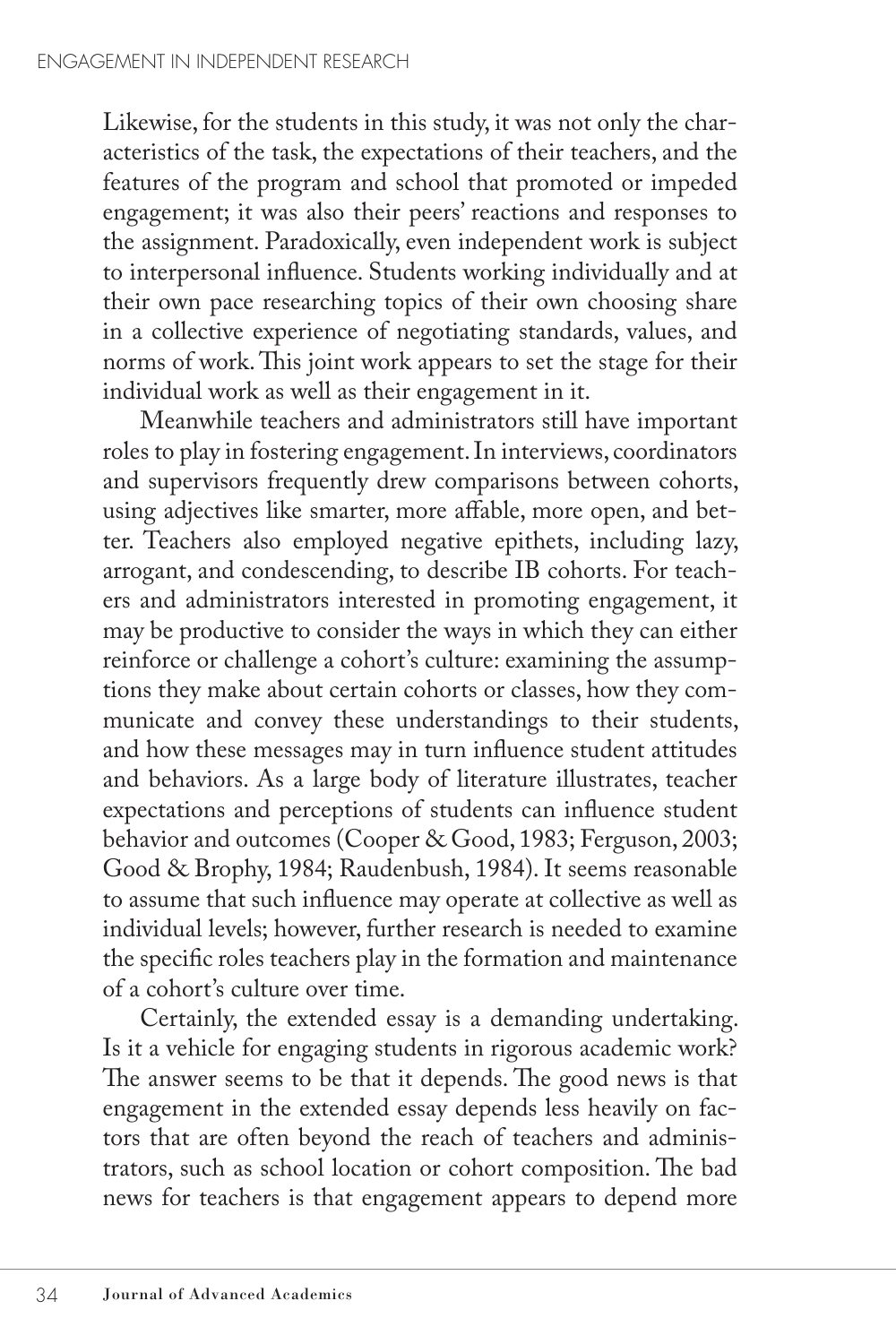Likewise, for the students in this study, it was not only the characteristics of the task, the expectations of their teachers, and the features of the program and school that promoted or impeded engagement; it was also their peers' reactions and responses to the assignment. Paradoxically, even independent work is subject to interpersonal influence. Students working individually and at their own pace researching topics of their own choosing share in a collective experience of negotiating standards, values, and norms of work. This joint work appears to set the stage for their individual work as well as their engagement in it.

Meanwhile teachers and administrators still have important roles to play in fostering engagement. In interviews, coordinators and supervisors frequently drew comparisons between cohorts, using adjectives like smarter, more affable, more open, and better. Teachers also employed negative epithets, including lazy, arrogant, and condescending, to describe IB cohorts. For teachers and administrators interested in promoting engagement, it may be productive to consider the ways in which they can either reinforce or challenge a cohort's culture: examining the assumptions they make about certain cohorts or classes, how they communicate and convey these understandings to their students, and how these messages may in turn influence student attitudes and behaviors. As a large body of literature illustrates, teacher expectations and perceptions of students can influence student behavior and outcomes (Cooper & Good, 1983; Ferguson, 2003; Good & Brophy, 1984; Raudenbush, 1984). It seems reasonable to assume that such influence may operate at collective as well as individual levels; however, further research is needed to examine the specific roles teachers play in the formation and maintenance of a cohort's culture over time.

Certainly, the extended essay is a demanding undertaking. Is it a vehicle for engaging students in rigorous academic work? The answer seems to be that it depends. The good news is that engagement in the extended essay depends less heavily on factors that are often beyond the reach of teachers and administrators, such as school location or cohort composition. The bad news for teachers is that engagement appears to depend more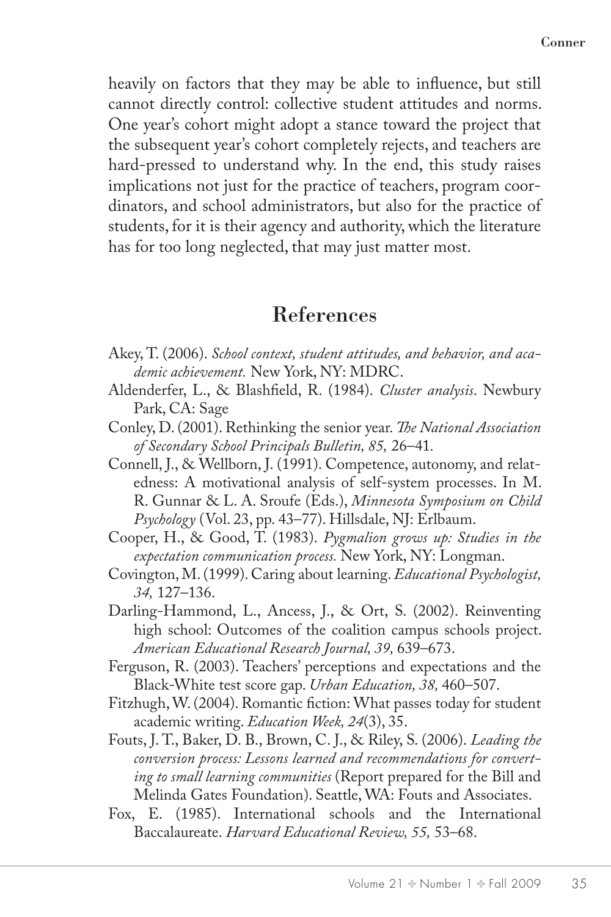heavily on factors that they may be able to influence, but still cannot directly control: collective student attitudes and norms. One year's cohort might adopt a stance toward the project that the subsequent year's cohort completely rejects, and teachers are hard-pressed to understand why. In the end, this study raises implications not just for the practice of teachers, program coordinators, and school administrators, but also for the practice of students, for it is their agency and authority, which the literature has for too long neglected, that may just matter most.

## References

Akey, T. (2006). *School context, student attitudes, and behavior, and academic achievement.* New York, NY: MDRC.

Aldenderfer, L., & Blashfield, R. (1984). *Cluster analysis*. Newbury Park, CA: Sage

Conley, D. (2001). Rethinking the senior year. *The National Association of Secondary School Principals Bulletin, 85,* 26–41.

Connell, J., & Wellborn, J. (1991). Competence, autonomy, and relatedness: A motivational analysis of self-system processes. In M. R. Gunnar & L. A. Sroufe (Eds.), *Minnesota Symposium on Child Psychology* (Vol. 23, pp. 43–77). Hillsdale, NJ: Erlbaum.

Cooper, H., & Good, T. (1983). *Pygmalion grows up: Studies in the expectation communication process.* New York, NY: Longman.

Covington, M. (1999). Caring about learning. *Educational Psychologist, 34,* 127–136.

Darling-Hammond, L., Ancess, J., & Ort, S. (2002). Reinventing high school: Outcomes of the coalition campus schools project. *American Educational Research Journal, 39,* 639–673.

Ferguson, R. (2003). Teachers' perceptions and expectations and the Black-White test score gap. *Urban Education, 38,* 460–507.

Fitzhugh, W. (2004). Romantic fiction: What passes today for student academic writing. *Education Week, 24*(3), 35.

Fouts, J. T., Baker, D. B., Brown, C. J., & Riley, S. (2006). *Leading the conversion process: Lessons learned and recommendations for converting to small learning communities* (Report prepared for the Bill and Melinda Gates Foundation). Seattle, WA: Fouts and Associates.

Fox, E. (1985). International schools and the International Baccalaureate. *Harvard Educational Review, 55,* 53–68.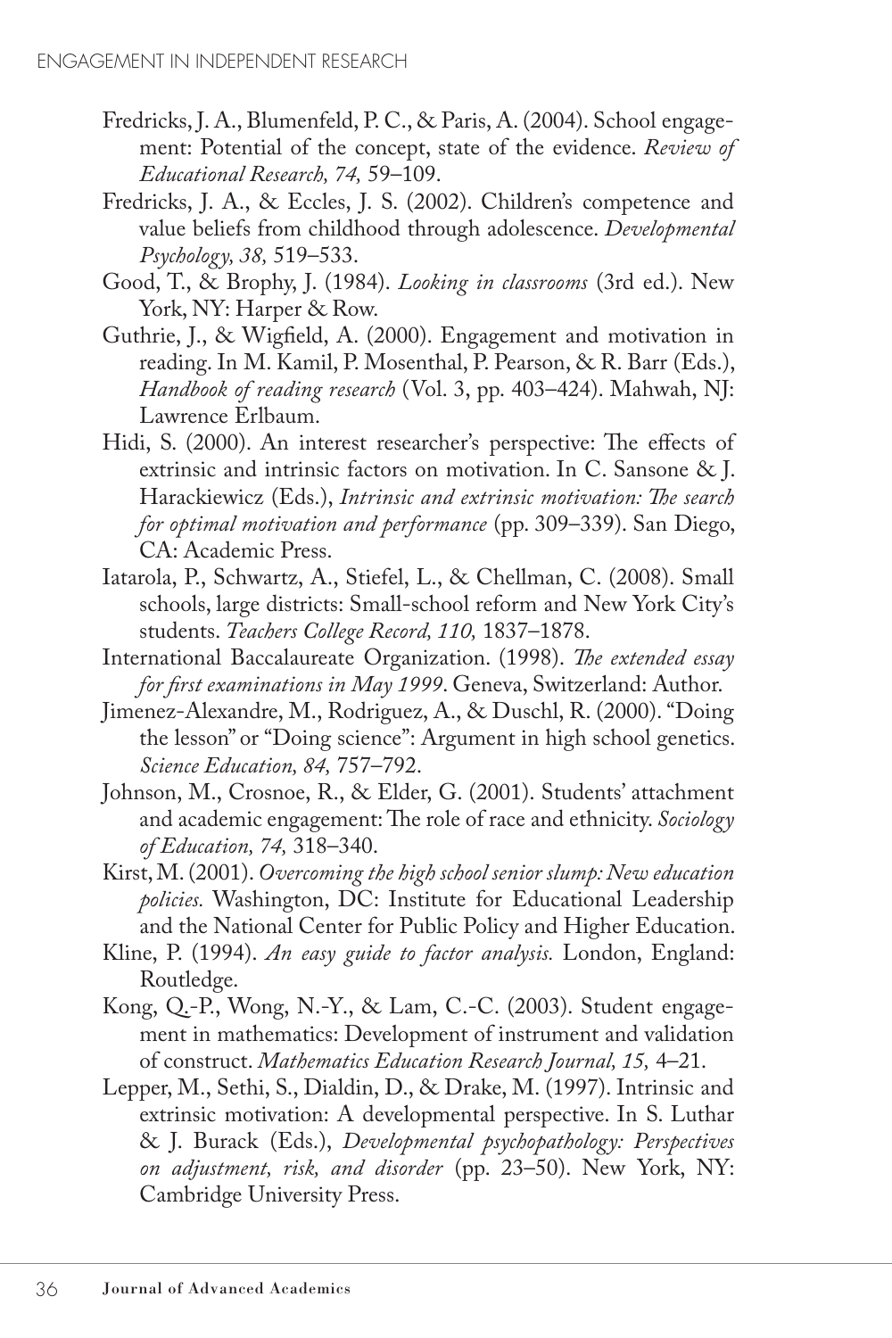Fredricks, J. A., Blumenfeld, P. C., & Paris, A. (2004). School engagement: Potential of the concept, state of the evidence. *Review of Educational Research, 74,* 59–109.

Fredricks, J. A., & Eccles, J. S. (2002). Children's competence and value beliefs from childhood through adolescence. *Developmental Psychology, 38,* 519–533.

Good, T., & Brophy, J. (1984). *Looking in classrooms* (3rd ed.). New York, NY: Harper & Row.

Guthrie, J., & Wigfield, A. (2000). Engagement and motivation in reading. In M. Kamil, P. Mosenthal, P. Pearson, & R. Barr (Eds.), *Handbook of reading research* (Vol. 3, pp. 403–424). Mahwah, NJ: Lawrence Erlbaum.

Hidi, S. (2000). An interest researcher's perspective: The effects of extrinsic and intrinsic factors on motivation. In C. Sansone & J. Harackiewicz (Eds.), *Intrinsic and extrinsic motivation: The search for optimal motivation and performance* (pp. 309–339). San Diego, CA: Academic Press.

Iatarola, P., Schwartz, A., Stiefel, L., & Chellman, C. (2008). Small schools, large districts: Small-school reform and New York City's students. *Teachers College Record, 110,* 1837–1878.

International Baccalaureate Organization. (1998). *The extended essay for first examinations in May 1999*. Geneva, Switzerland: Author.

Jimenez-Alexandre, M., Rodriguez, A., & Duschl, R. (2000). "Doing the lesson" or "Doing science": Argument in high school genetics. *Science Education, 84,* 757–792.

Johnson, M., Crosnoe, R., & Elder, G. (2001). Students' attachment and academic engagement: The role of race and ethnicity. *Sociology of Education, 74,* 318–340.

Kirst, M. (2001). *Overcoming the high school senior slump: New education policies.* Washington, DC: Institute for Educational Leadership and the National Center for Public Policy and Higher Education.

Kline, P. (1994). *An easy guide to factor analysis.* London, England: Routledge.

Kong, Q.-P., Wong, N.-Y., & Lam, C.-C. (2003). Student engagement in mathematics: Development of instrument and validation of construct. *Mathematics Education Research Journal, 15,* 4–21.

Lepper, M., Sethi, S., Dialdin, D., & Drake, M. (1997). Intrinsic and extrinsic motivation: A developmental perspective. In S. Luthar & J. Burack (Eds.), *Developmental psychopathology: Perspectives on adjustment, risk, and disorder* (pp. 23–50). New York, NY: Cambridge University Press.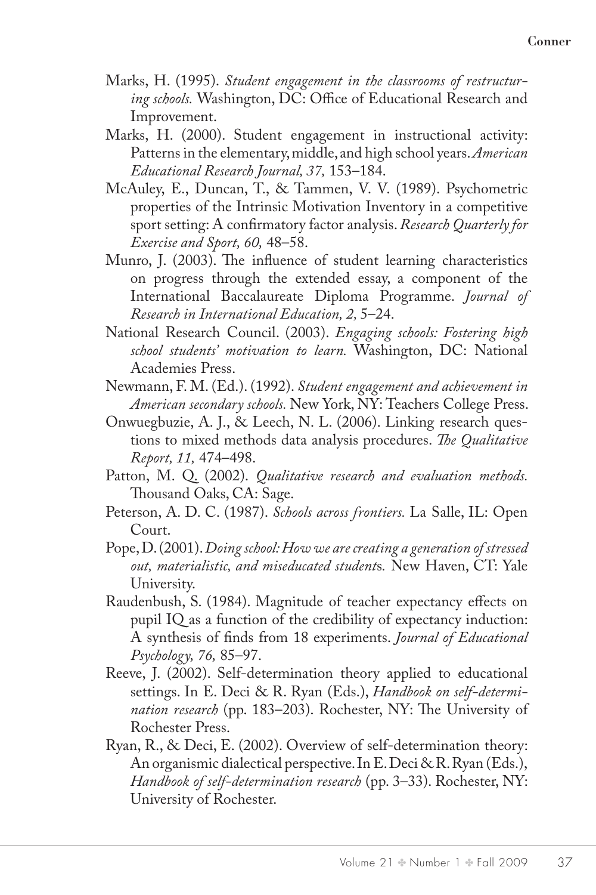Marks, H. (1995). *Student engagement in the classrooms of restructuring schools.* Washington, DC: Office of Educational Research and Improvement.

Marks, H. (2000). Student engagement in instructional activity: Patterns in the elementary, middle, and high school years. *American Educational Research Journal, 37,* 153–184.

McAuley, E., Duncan, T., & Tammen, V. V. (1989). Psychometric properties of the Intrinsic Motivation Inventory in a competitive sport setting: A confirmatory factor analysis. *Research Quarterly for Exercise and Sport, 60,* 48–58.

Munro, J. (2003). The influence of student learning characteristics on progress through the extended essay, a component of the International Baccalaureate Diploma Programme. *Journal of Research in International Education, 2,* 5–24.

National Research Council. (2003). *Engaging schools: Fostering high school students' motivation to learn.* Washington, DC: National Academies Press.

Newmann, F. M. (Ed.). (1992). *Student engagement and achievement in American secondary schools.* New York, NY: Teachers College Press.

Onwuegbuzie, A. J., & Leech, N. L. (2006). Linking research questions to mixed methods data analysis procedures. *The Qualitative Report, 11,* 474–498.

Patton, M. Q. (2002). *Qualitative research and evaluation methods.* Thousand Oaks, CA: Sage.

Peterson, A. D. C. (1987). *Schools across frontiers.* La Salle, IL: Open Court.

Pope, D. (2001). *Doing school: How we are creating a generation of stressed out, materialistic, and miseducated students.* New Haven, CT: Yale University.

Raudenbush, S. (1984). Magnitude of teacher expectancy effects on pupil IQ as a function of the credibility of expectancy induction: A synthesis of finds from 18 experiments. *Journal of Educational Psychology, 76,* 85–97.

Reeve, J. (2002). Self-determination theory applied to educational settings. In E. Deci & R. Ryan (Eds.), *Handbook on self-determination research* (pp. 183–203). Rochester, NY: The University of Rochester Press.

Ryan, R., & Deci, E. (2002). Overview of self-determination theory: An organismic dialectical perspective. In E. Deci & R. Ryan (Eds.), *Handbook of self-determination research* (pp. 3–33). Rochester, NY: University of Rochester.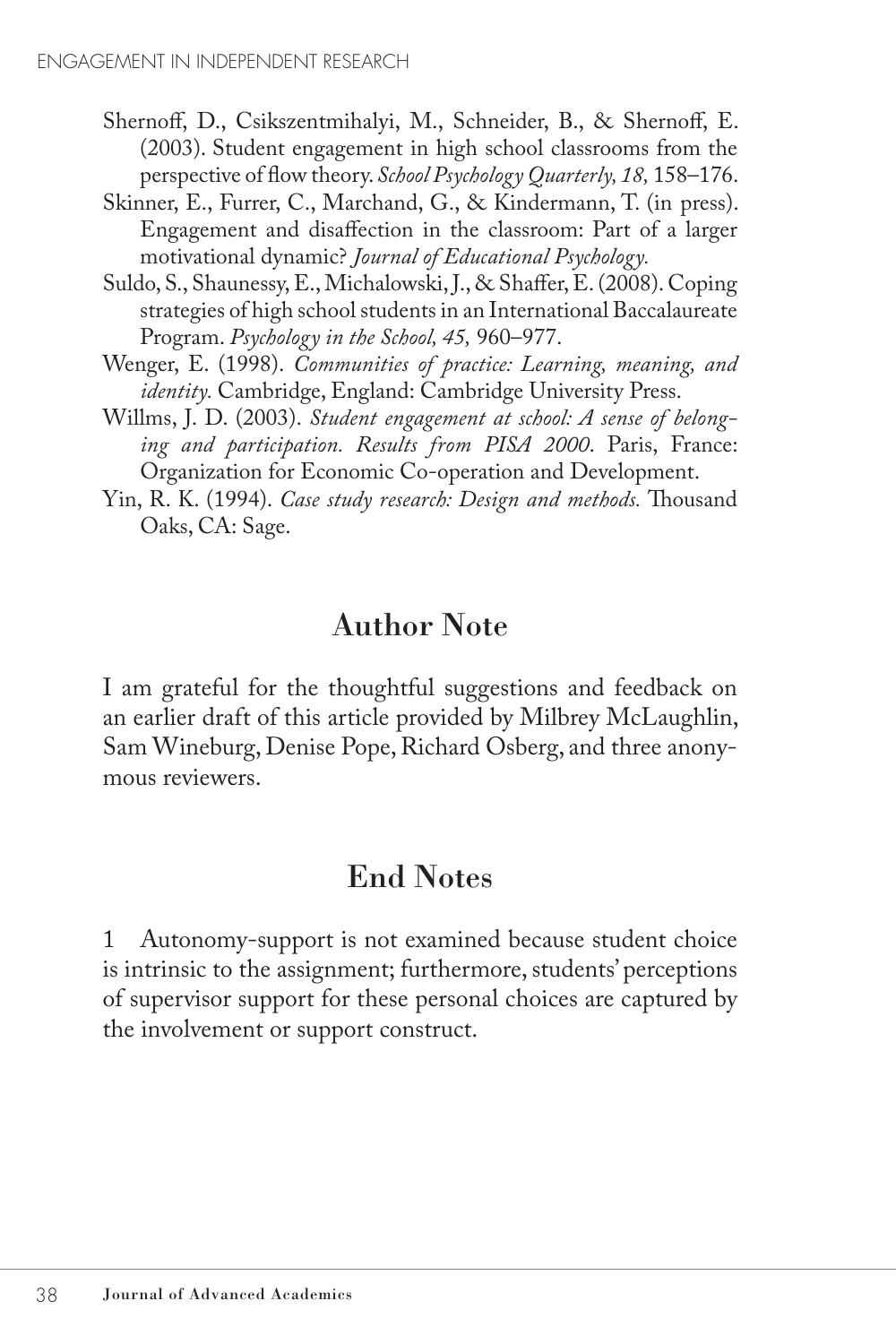Shernoff, D., Csikszentmihalyi, M., Schneider, B., & Shernoff, E. (2003). Student engagement in high school classrooms from the perspective of flow theory. *School Psychology Quarterly, 18,* 158–176.

Skinner, E., Furrer, C., Marchand, G., & Kindermann, T. (in press). Engagement and disaffection in the classroom: Part of a larger motivational dynamic? *Journal of Educational Psychology.*

Suldo, S., Shaunessy, E., Michalowski, J., & Shaffer, E. (2008). Coping strategies of high school students in an International Baccalaureate Program. *Psychology in the School, 45,* 960–977.

Wenger, E. (1998). *Communities of practice: Learning, meaning, and identity.* Cambridge, England: Cambridge University Press.

Willms, J. D. (2003). *Student engagement at school: A sense of belonging and participation. Results from PISA 2000*. Paris, France: Organization for Economic Co-operation and Development.

Yin, R. K. (1994). *Case study research: Design and methods.* Thousand Oaks, CA: Sage.

## Author Note

I am grateful for the thoughtful suggestions and feedback on an earlier draft of this article provided by Milbrey McLaughlin, Sam Wineburg, Denise Pope, Richard Osberg, and three anonymous reviewers.

## End Notes

1 Autonomy-support is not examined because student choice is intrinsic to the assignment; furthermore, students' perceptions of supervisor support for these personal choices are captured by the involvement or support construct.